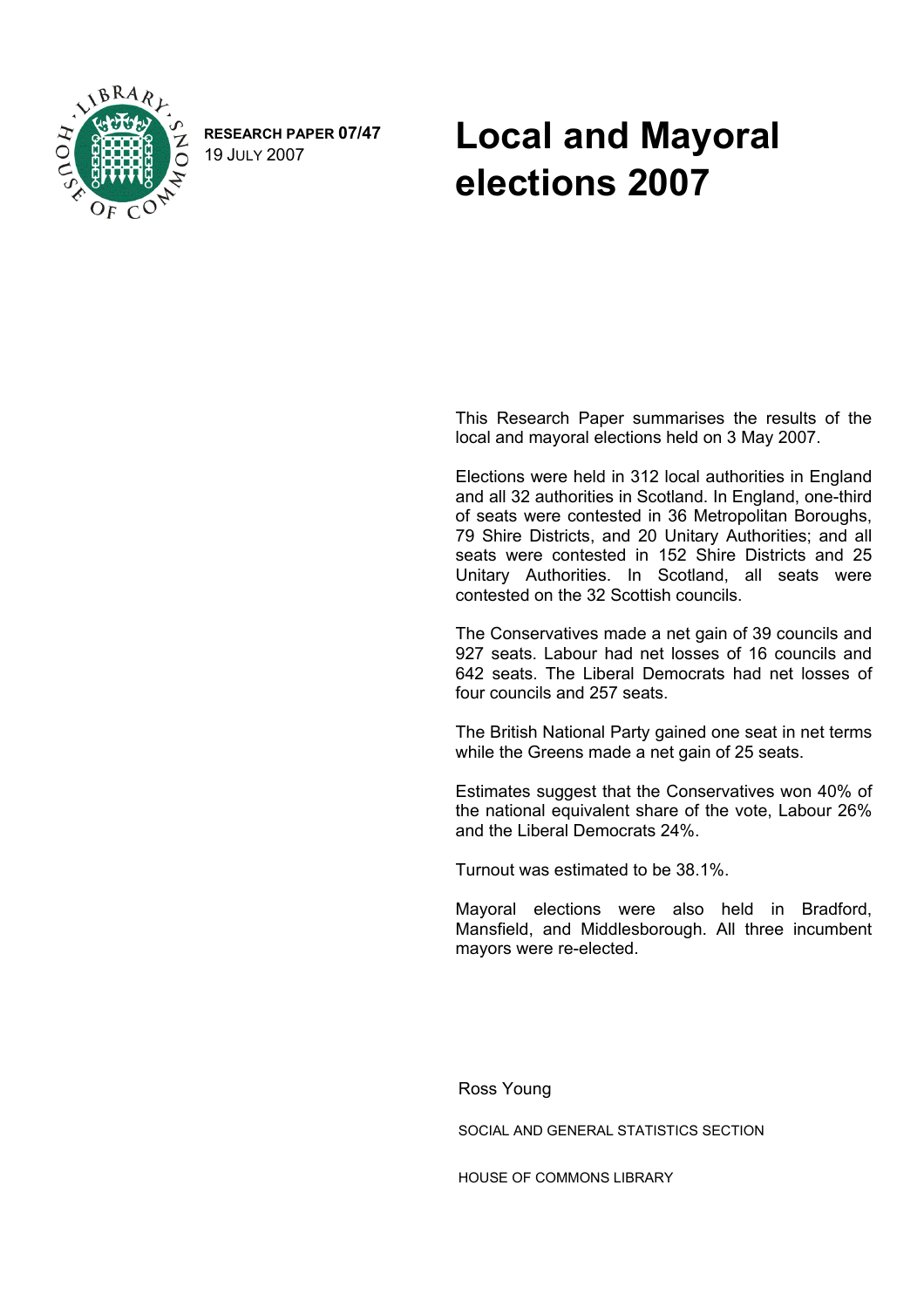RESEARCH PAPER 07/47
19 JULY 2007

# Local and Mayoral elections 2007

This Research Paper summarises the results of the local and mayoral elections held on 3 May 2007.

Elections were held in 312 local authorities in England and all 32 authorities in Scotland. In England, one-third of seats were contested in 36 Metropolitan Boroughs, 79 Shire Districts, and 20 Unitary Authorities; and all seats were contested in 152 Shire Districts and 25 Unitary Authorities. In Scotland, all seats were contested on the 32 Scottish councils.

The Conservatives made a net gain of 39 councils and 927 seats. Labour had net losses of 16 councils and 642 seats. The Liberal Democrats had net losses of four councils and 257 seats.

The British National Party gained one seat in net terms while the Greens made a net gain of 25 seats.

Estimates suggest that the Conservatives won 40% of the national equivalent share of the vote, Labour 26% and the Liberal Democrats 24%.

Turnout was estimated to be 38.1%.

Mayoral elections were also held in Bradford, Mansfield, and Middlesborough. All three incumbent mayors were re-elected.

Ross Young

SOCIAL AND GENERAL STATISTICS SECTION

HOUSE OF COMMONS LIBRARY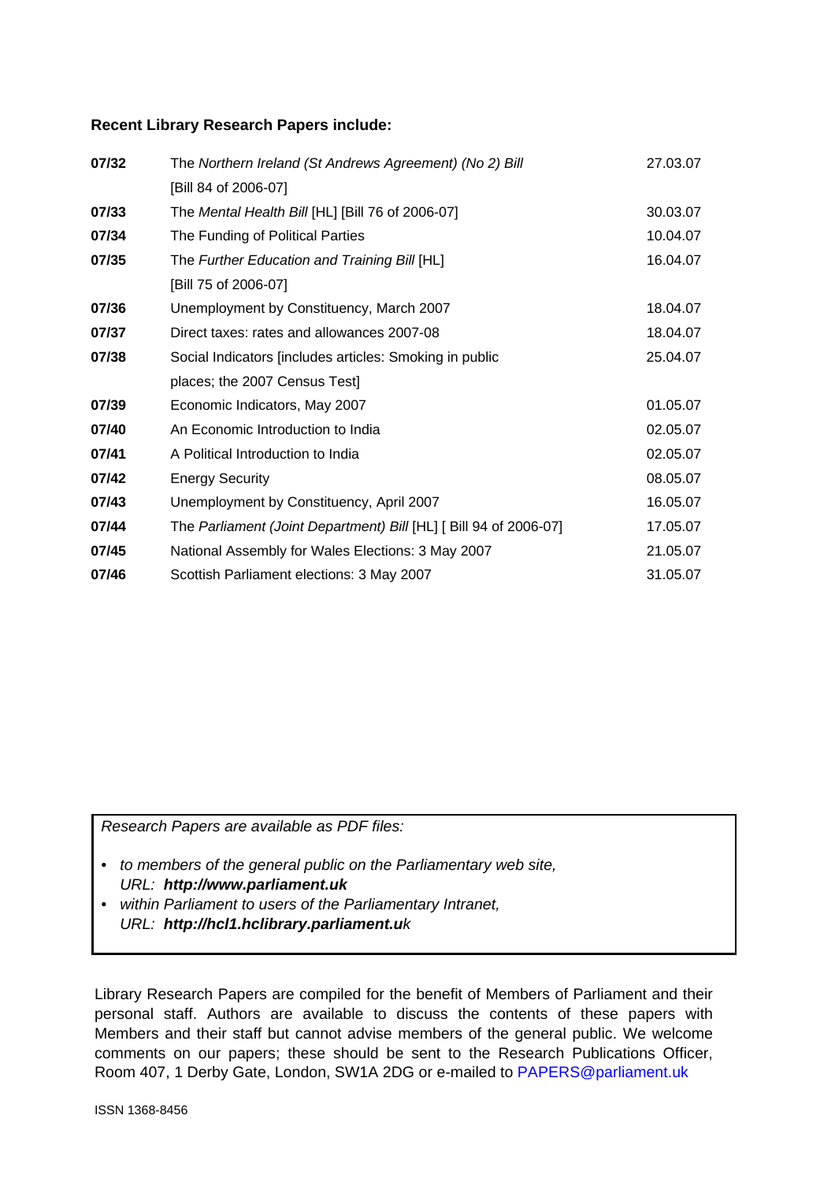**Recent Library Research Papers include:**

| | | |
|---|---|---|
| **07/32** | The *Northern Ireland (St Andrews Agreement) (No 2) Bill* [Bill 84 of 2006-07] | 27.03.07 |
| **07/33** | The *Mental Health Bill* [HL] [Bill 76 of 2006-07] | 30.03.07 |
| **07/34** | The Funding of Political Parties | 10.04.07 |
| **07/35** | The *Further Education and Training Bill* [HL] [Bill 75 of 2006-07] | 16.04.07 |
| **07/36** | Unemployment by Constituency, March 2007 | 18.04.07 |
| **07/37** | Direct taxes: rates and allowances 2007-08 | 18.04.07 |
| **07/38** | Social Indicators [includes articles: Smoking in public places; the 2007 Census Test] | 25.04.07 |
| **07/39** | Economic Indicators, May 2007 | 01.05.07 |
| **07/40** | An Economic Introduction to India | 02.05.07 |
| **07/41** | A Political Introduction to India | 02.05.07 |
| **07/42** | Energy Security | 08.05.07 |
| **07/43** | Unemployment by Constituency, April 2007 | 16.05.07 |
| **07/44** | The *Parliament (Joint Department) Bill* [HL] [ Bill 94 of 2006-07] | 17.05.07 |
| **07/45** | National Assembly for Wales Elections: 3 May 2007 | 21.05.07 |
| **07/46** | Scottish Parliament elections: 3 May 2007 | 31.05.07 |

*Research Papers are available as PDF files:*

- *to members of the general public on the Parliamentary web site,*
  *URL:* ***http://www.parliament.uk***
- *within Parliament to users of the Parliamentary Intranet,*
  *URL:* ***http://hcl1.hclibrary.parliament.uk***

Library Research Papers are compiled for the benefit of Members of Parliament and their personal staff. Authors are available to discuss the contents of these papers with Members and their staff but cannot advise members of the general public. We welcome comments on our papers; these should be sent to the Research Publications Officer, Room 407, 1 Derby Gate, London, SW1A 2DG or e-mailed to PAPERS@parliament.uk

ISSN 1368-8456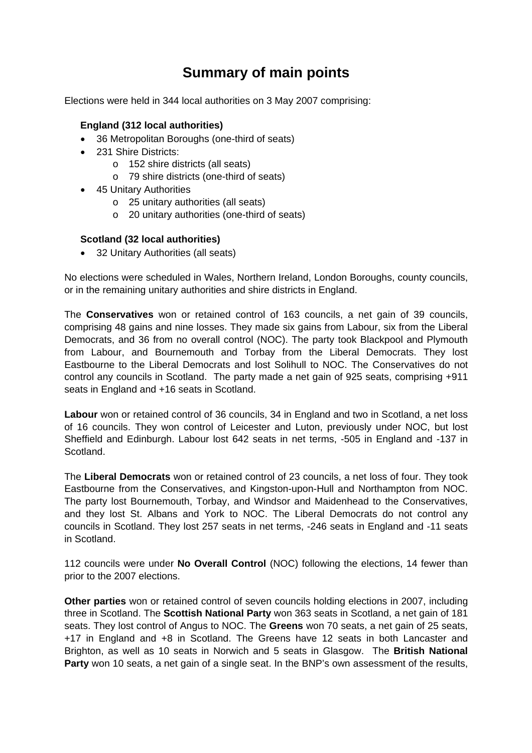# Summary of main points

Elections were held in 344 local authorities on 3 May 2007 comprising:

**England (312 local authorities)**

- 36 Metropolitan Boroughs (one-third of seats)
- 231 Shire Districts:
    - 152 shire districts (all seats)
    - 79 shire districts (one-third of seats)
- 45 Unitary Authorities
    - 25 unitary authorities (all seats)
    - 20 unitary authorities (one-third of seats)

**Scotland (32 local authorities)**

- 32 Unitary Authorities (all seats)

No elections were scheduled in Wales, Northern Ireland, London Boroughs, county councils, or in the remaining unitary authorities and shire districts in England.

The **Conservatives** won or retained control of 163 councils, a net gain of 39 councils, comprising 48 gains and nine losses. They made six gains from Labour, six from the Liberal Democrats, and 36 from no overall control (NOC). The party took Blackpool and Plymouth from Labour, and Bournemouth and Torbay from the Liberal Democrats. They lost Eastbourne to the Liberal Democrats and lost Solihull to NOC. The Conservatives do not control any councils in Scotland. The party made a net gain of 925 seats, comprising +911 seats in England and +16 seats in Scotland.

**Labour** won or retained control of 36 councils, 34 in England and two in Scotland, a net loss of 16 councils. They won control of Leicester and Luton, previously under NOC, but lost Sheffield and Edinburgh. Labour lost 642 seats in net terms, -505 in England and -137 in Scotland.

The **Liberal Democrats** won or retained control of 23 councils, a net loss of four. They took Eastbourne from the Conservatives, and Kingston-upon-Hull and Northampton from NOC. The party lost Bournemouth, Torbay, and Windsor and Maidenhead to the Conservatives, and they lost St. Albans and York to NOC. The Liberal Democrats do not control any councils in Scotland. They lost 257 seats in net terms, -246 seats in England and -11 seats in Scotland.

112 councils were under **No Overall Control** (NOC) following the elections, 14 fewer than prior to the 2007 elections.

**Other parties** won or retained control of seven councils holding elections in 2007, including three in Scotland. The **Scottish National Party** won 363 seats in Scotland, a net gain of 181 seats. They lost control of Angus to NOC. The **Greens** won 70 seats, a net gain of 25 seats, +17 in England and +8 in Scotland. The Greens have 12 seats in both Lancaster and Brighton, as well as 10 seats in Norwich and 5 seats in Glasgow. The **British National Party** won 10 seats, a net gain of a single seat. In the BNP's own assessment of the results,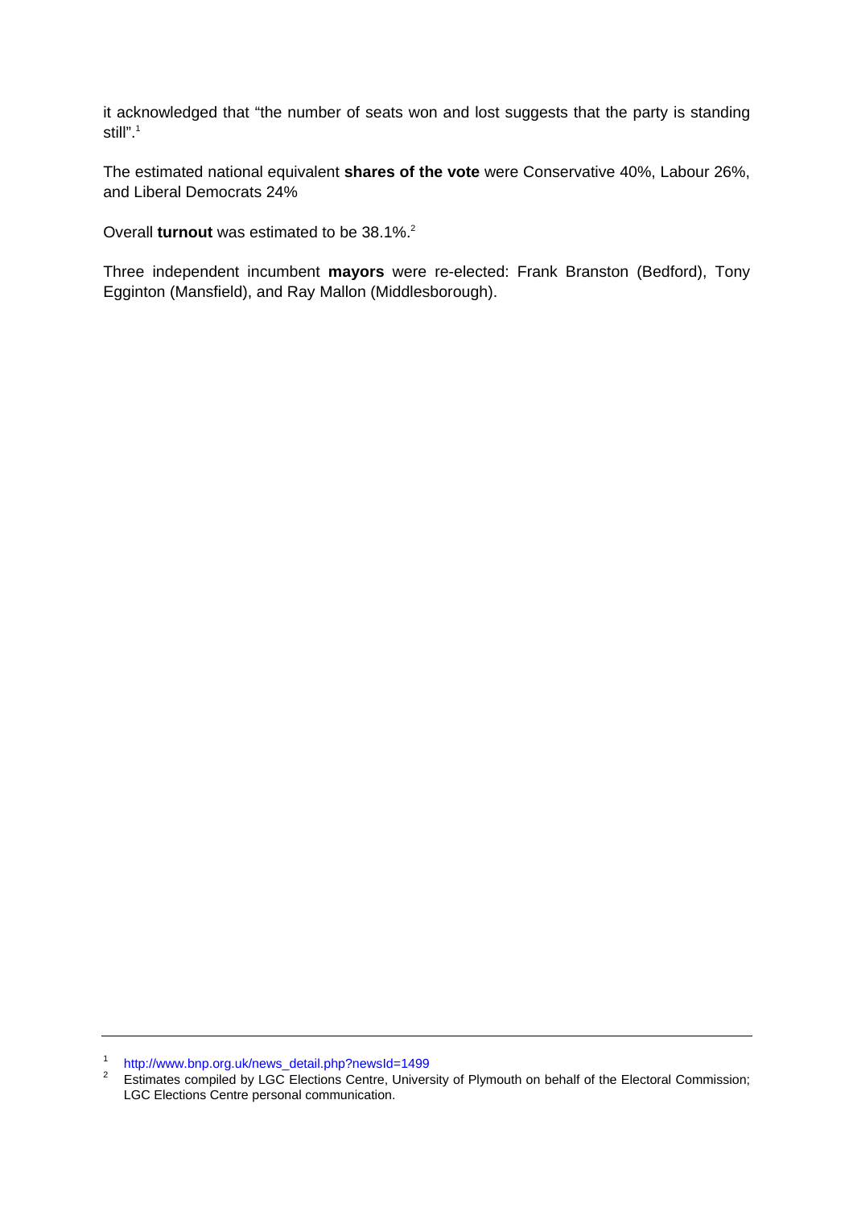it acknowledged that “the number of seats won and lost suggests that the party is standing still”.[1]

The estimated national equivalent **shares of the vote** were Conservative 40%, Labour 26%, and Liberal Democrats 24%

Overall **turnout** was estimated to be 38.1%.[2]

Three independent incumbent **mayors** were re-elected: Frank Branston (Bedford), Tony Egginton (Mansfield), and Ray Mallon (Middlesborough).

---

[1] http://www.bnp.org.uk/news_detail.php?newsId=1499

[2] Estimates compiled by LGC Elections Centre, University of Plymouth on behalf of the Electoral Commission; LGC Elections Centre personal communication.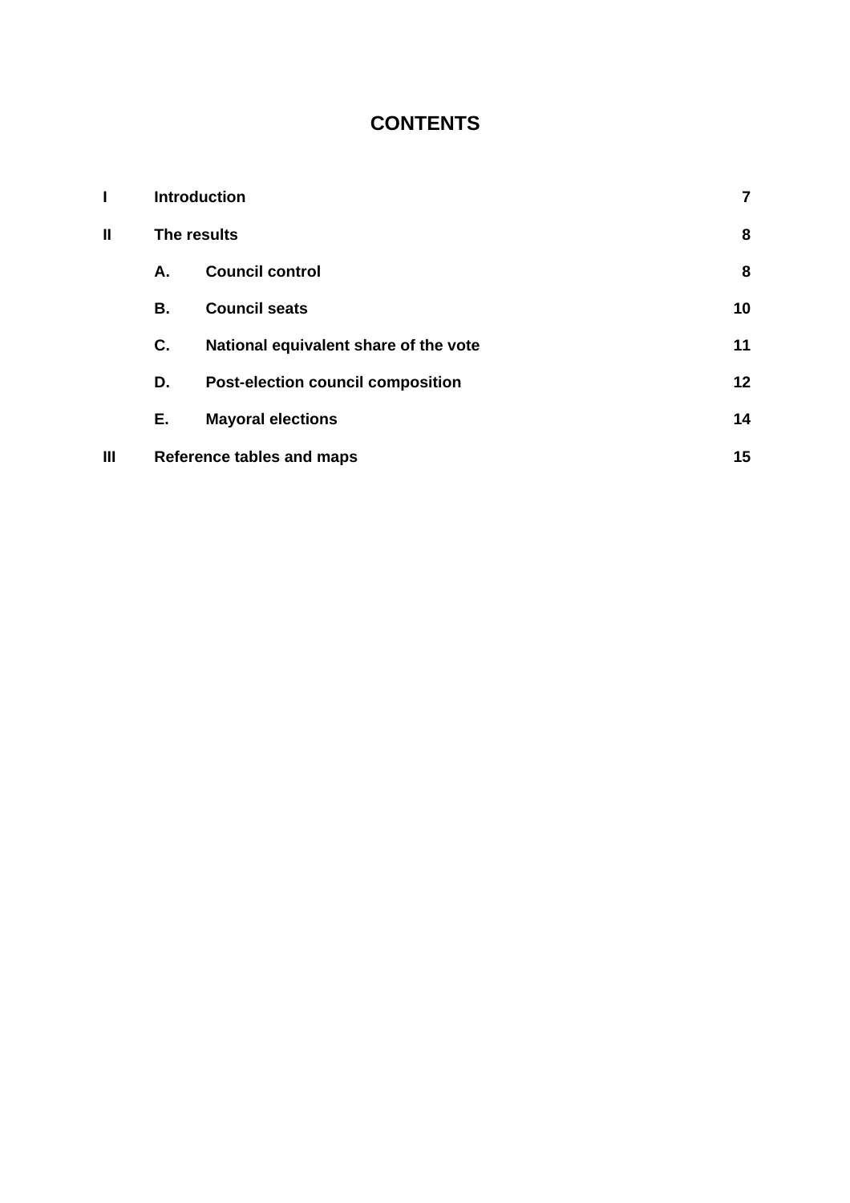# CONTENTS

| | | | |
|---|---|---|---|
| **I** | **Introduction** | | **7** |
| **II** | **The results** | | **8** |
| | **A.** | **Council control** | **8** |
| | **B.** | **Council seats** | **10** |
| | **C.** | **National equivalent share of the vote** | **11** |
| | **D.** | **Post-election council composition** | **12** |
| | **E.** | **Mayoral elections** | **14** |
| **III** | **Reference tables and maps** | | **15** |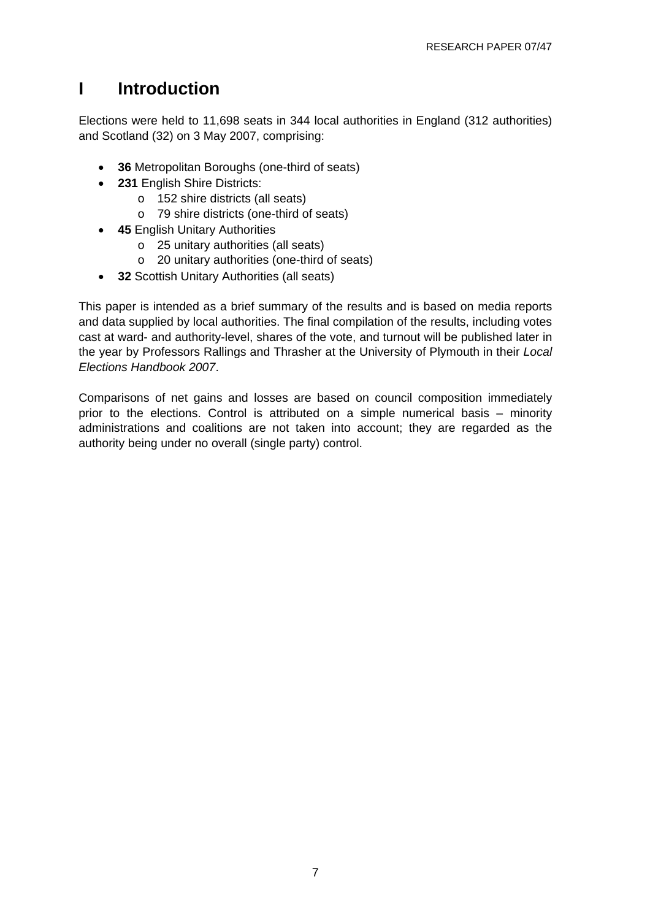# I Introduction

Elections were held to 11,698 seats in 344 local authorities in England (312 authorities) and Scotland (32) on 3 May 2007, comprising:

- **36** Metropolitan Boroughs (one-third of seats)
- **231** English Shire Districts:
  - 152 shire districts (all seats)
  - 79 shire districts (one-third of seats)
- **45** English Unitary Authorities
  - 25 unitary authorities (all seats)
  - 20 unitary authorities (one-third of seats)
- **32** Scottish Unitary Authorities (all seats)

This paper is intended as a brief summary of the results and is based on media reports and data supplied by local authorities. The final compilation of the results, including votes cast at ward- and authority-level, shares of the vote, and turnout will be published later in the year by Professors Rallings and Thrasher at the University of Plymouth in their *Local Elections Handbook 2007*.

Comparisons of net gains and losses are based on council composition immediately prior to the elections. Control is attributed on a simple numerical basis – minority administrations and coalitions are not taken into account; they are regarded as the authority being under no overall (single party) control.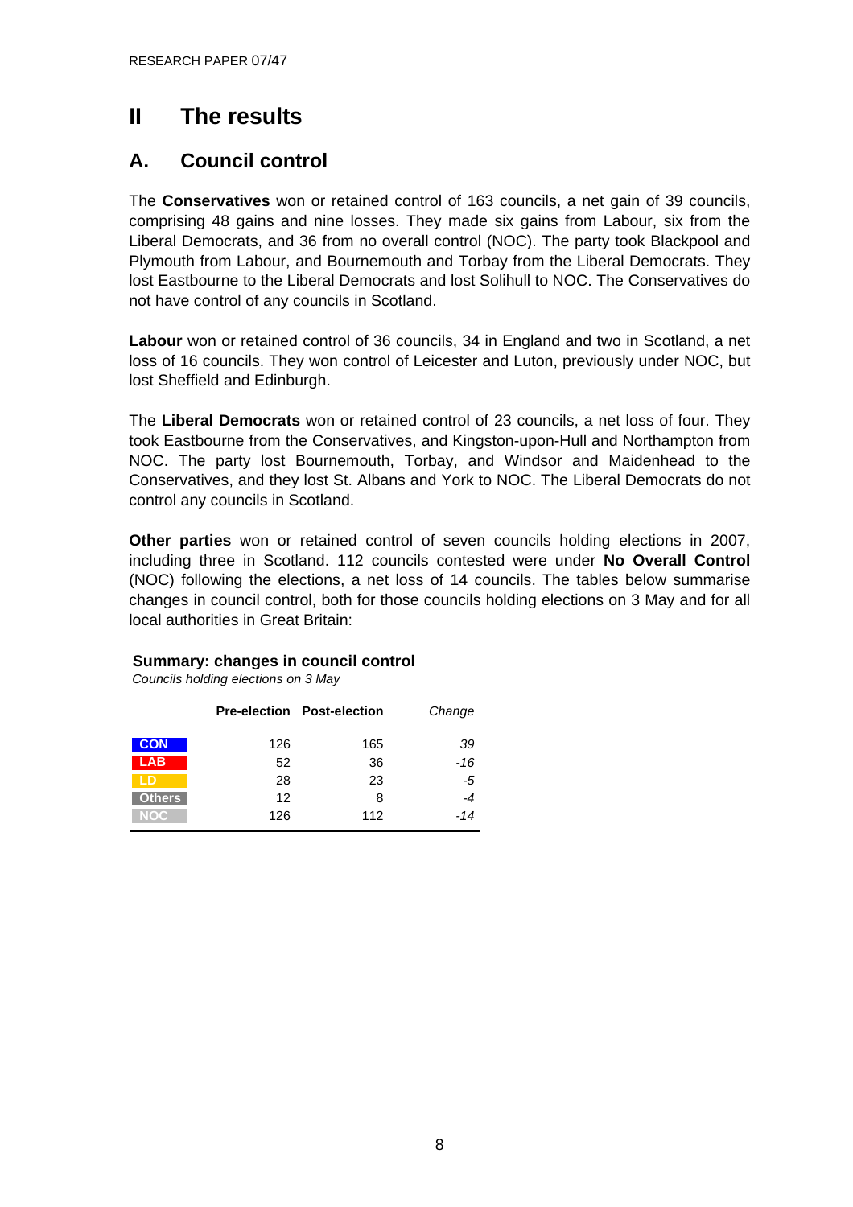# II The results

## A. Council control

The **Conservatives** won or retained control of 163 councils, a net gain of 39 councils, comprising 48 gains and nine losses. They made six gains from Labour, six from the Liberal Democrats, and 36 from no overall control (NOC). The party took Blackpool and Plymouth from Labour, and Bournemouth and Torbay from the Liberal Democrats. They lost Eastbourne to the Liberal Democrats and lost Solihull to NOC. The Conservatives do not have control of any councils in Scotland.

**Labour** won or retained control of 36 councils, 34 in England and two in Scotland, a net loss of 16 councils. They won control of Leicester and Luton, previously under NOC, but lost Sheffield and Edinburgh.

The **Liberal Democrats** won or retained control of 23 councils, a net loss of four. They took Eastbourne from the Conservatives, and Kingston-upon-Hull and Northampton from NOC. The party lost Bournemouth, Torbay, and Windsor and Maidenhead to the Conservatives, and they lost St. Albans and York to NOC. The Liberal Democrats do not control any councils in Scotland.

**Other parties** won or retained control of seven councils holding elections in 2007, including three in Scotland. 112 councils contested were under **No Overall Control** (NOC) following the elections, a net loss of 14 councils. The tables below summarise changes in council control, both for those councils holding elections on 3 May and for all local authorities in Great Britain:

**Summary: changes in council control**
*Councils holding elections on 3 May*

| | Pre-election | Post-election | *Change* |
|---|---|---|---|
| CON | 126 | 165 | *39* |
| LAB | 52 | 36 | *-16* |
| LD | 28 | 23 | *-5* |
| Others | 12 | 8 | *-4* |
| NOC | 126 | 112 | *-14* |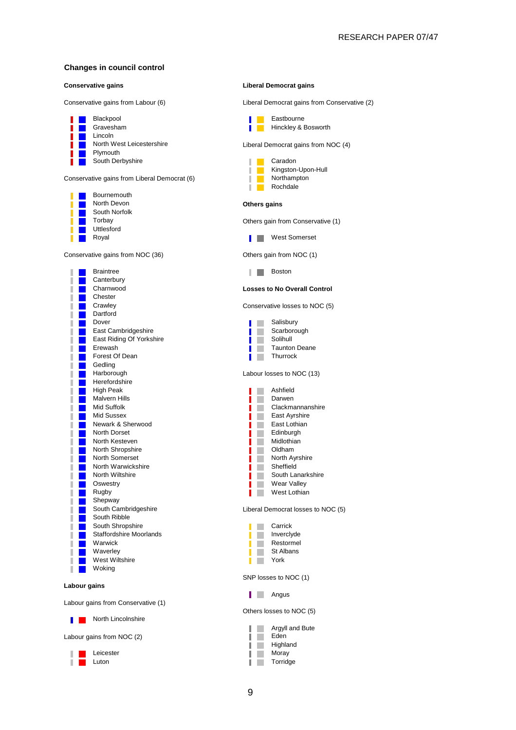## Changes in council control

### Conservative gains

Conservative gains from Labour (6)

- Blackpool
- Gravesham
- Lincoln
- North West Leicestershire
- Plymouth
- South Derbyshire

Conservative gains from Liberal Democrat (6)

- Bournemouth
- North Devon
- South Norfolk
- Torbay
- Uttlesford
- Royal

Conservative gains from NOC (36)

- Braintree
- Canterbury
- Charnwood
- Chester
- Crawley
- Dartford
- Dover
- East Cambridgeshire
- East Riding Of Yorkshire
- Erewash
- Forest Of Dean
- Gedling
- Harborough
- Herefordshire
- High Peak
- Malvern Hills
- Mid Suffolk
- Mid Sussex
- Newark & Sherwood
- North Dorset
- North Kesteven
- North Shropshire
- North Somerset
- North Warwickshire
- North Wiltshire
- Oswestry
- Rugby
- Shepway
- South Cambridgeshire
- South Ribble
- South Shropshire
- Staffordshire Moorlands
- Warwick
- Waverley
- West Wiltshire
- Woking

### Labour gains

Labour gains from Conservative (1)

- North Lincolnshire

Labour gains from NOC (2)

- Leicester
- Luton

### Liberal Democrat gains

Liberal Democrat gains from Conservative (2)

- Eastbourne
- Hinckley & Bosworth

Liberal Democrat gains from NOC (4)

- Caradon
- Kingston-Upon-Hull
- Northampton
- Rochdale

### Others gains

Others gain from Conservative (1)

- West Somerset

Others gain from NOC (1)

- Boston

### Losses to No Overall Control

Conservative losses to NOC (5)

- Salisbury
- Scarborough
- Solihull
- Taunton Deane
- Thurrock

Labour losses to NOC (13)

- Ashfield
- Darwen
- Clackmannanshire
- East Ayrshire
- East Lothian
- Edinburgh
- Midlothian
- Oldham
- North Ayrshire
- Sheffield
- South Lanarkshire
- Wear Valley
- West Lothian

Liberal Democrat losses to NOC (5)

- Carrick
- Inverclyde
- Restormel
- St Albans
- York

SNP losses to NOC (1)

- Angus

Others losses to NOC (5)

- Argyll and Bute
- Eden
- Highland
- Moray
- Torridge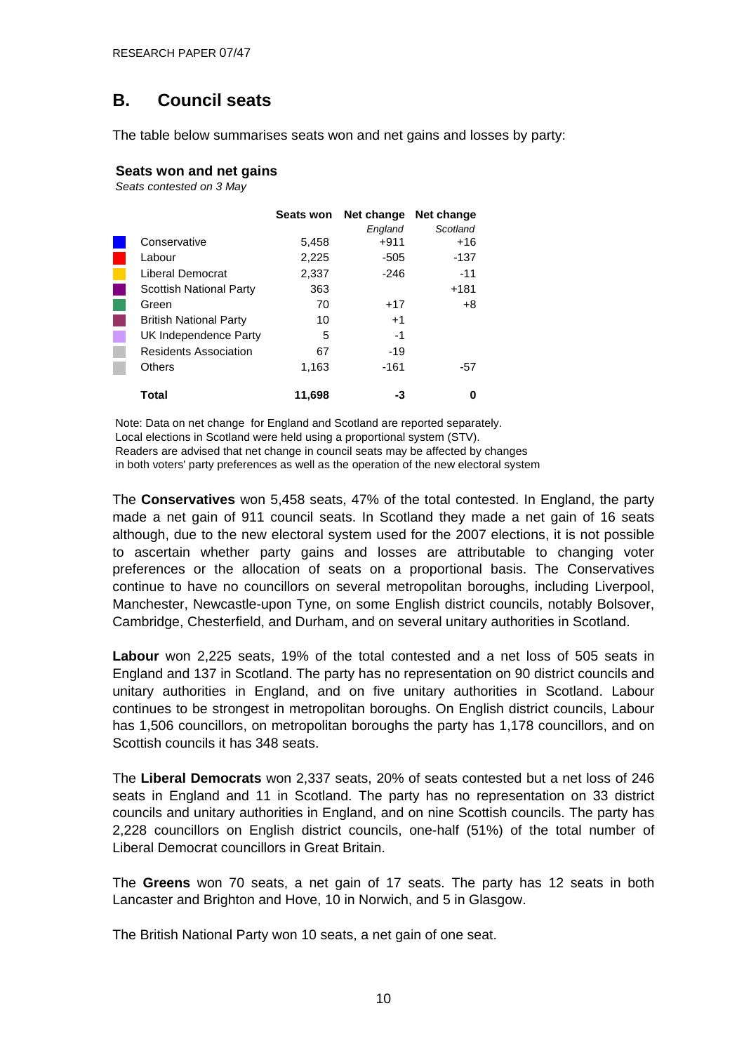## B. Council seats

The table below summarises seats won and net gains and losses by party:

**Seats won and net gains**
*Seats contested on 3 May*

| | Seats won | Net change *England* | Net change *Scotland* |
|---|---|---|---|
| Conservative | 5,458 | +911 | +16 |
| Labour | 2,225 | -505 | -137 |
| Liberal Democrat | 2,337 | -246 | -11 |
| Scottish National Party | 363 | | +181 |
| Green | 70 | +17 | +8 |
| British National Party | 10 | +1 | |
| UK Independence Party | 5 | -1 | |
| Residents Association | 67 | -19 | |
| Others | 1,163 | -161 | -57 |
| **Total** | **11,698** | **-3** | **0** |

Note: Data on net change for England and Scotland are reported separately.
Local elections in Scotland were held using a proportional system (STV).
Readers are advised that net change in council seats may be affected by changes in both voters' party preferences as well as the operation of the new electoral system

The **Conservatives** won 5,458 seats, 47% of the total contested. In England, the party made a net gain of 911 council seats. In Scotland they made a net gain of 16 seats although, due to the new electoral system used for the 2007 elections, it is not possible to ascertain whether party gains and losses are attributable to changing voter preferences or the allocation of seats on a proportional basis. The Conservatives continue to have no councillors on several metropolitan boroughs, including Liverpool, Manchester, Newcastle-upon Tyne, on some English district councils, notably Bolsover, Cambridge, Chesterfield, and Durham, and on several unitary authorities in Scotland.

**Labour** won 2,225 seats, 19% of the total contested and a net loss of 505 seats in England and 137 in Scotland. The party has no representation on 90 district councils and unitary authorities in England, and on five unitary authorities in Scotland. Labour continues to be strongest in metropolitan boroughs. On English district councils, Labour has 1,506 councillors, on metropolitan boroughs the party has 1,178 councillors, and on Scottish councils it has 348 seats.

The **Liberal Democrats** won 2,337 seats, 20% of seats contested but a net loss of 246 seats in England and 11 in Scotland. The party has no representation on 33 district councils and unitary authorities in England, and on nine Scottish councils. The party has 2,228 councillors on English district councils, one-half (51%) of the total number of Liberal Democrat councillors in Great Britain.

The **Greens** won 70 seats, a net gain of 17 seats. The party has 12 seats in both Lancaster and Brighton and Hove, 10 in Norwich, and 5 in Glasgow.

The British National Party won 10 seats, a net gain of one seat.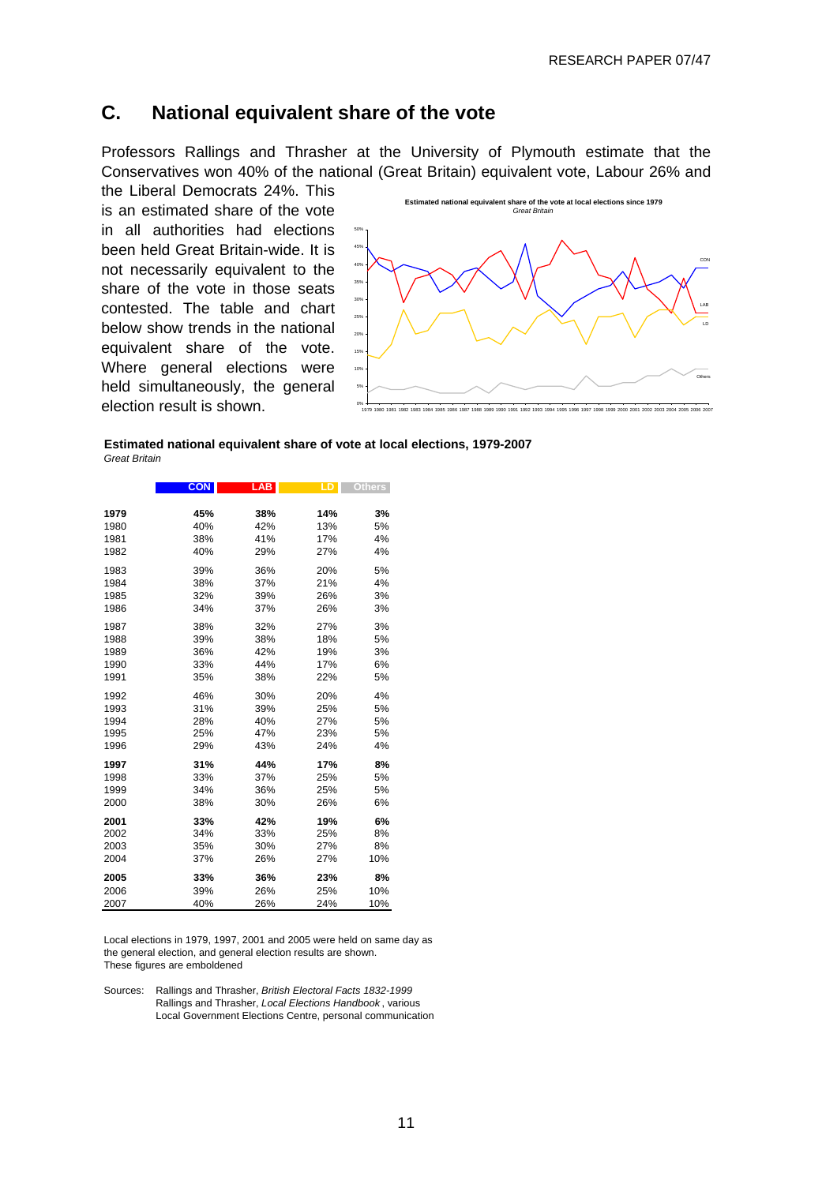## C. National equivalent share of the vote

Professors Rallings and Thrasher at the University of Plymouth estimate that the Conservatives won 40% of the national (Great Britain) equivalent vote, Labour 26% and the Liberal Democrats 24%. This is an estimated share of the vote in all authorities had elections been held Great Britain-wide. It is not necessarily equivalent to the share of the vote in those seats contested. The table and chart below show trends in the national equivalent share of the vote. Where general elections were held simultaneously, the general election result is shown.

**Estimated national equivalent share of vote at local elections, 1979-2007**
*Great Britain*

| | CON | LAB | LD | Others |
|---|---|---|---|---|
| **1979** | **45%** | **38%** | **14%** | **3%** |
| 1980 | 40% | 42% | 13% | 5% |
| 1981 | 38% | 41% | 17% | 4% |
| 1982 | 40% | 29% | 27% | 4% |
| 1983 | 39% | 36% | 20% | 5% |
| 1984 | 38% | 37% | 21% | 4% |
| 1985 | 32% | 39% | 26% | 3% |
| 1986 | 34% | 37% | 26% | 3% |
| 1987 | 38% | 32% | 27% | 3% |
| 1988 | 39% | 38% | 18% | 5% |
| 1989 | 36% | 42% | 19% | 3% |
| 1990 | 33% | 44% | 17% | 6% |
| 1991 | 35% | 38% | 22% | 5% |
| 1992 | 46% | 30% | 20% | 4% |
| 1993 | 31% | 39% | 25% | 5% |
| 1994 | 28% | 40% | 27% | 5% |
| 1995 | 25% | 47% | 23% | 5% |
| 1996 | 29% | 43% | 24% | 4% |
| **1997** | **31%** | **44%** | **17%** | **8%** |
| 1998 | 33% | 37% | 25% | 5% |
| 1999 | 34% | 36% | 25% | 5% |
| 2000 | 38% | 30% | 26% | 6% |
| **2001** | **33%** | **42%** | **19%** | **6%** |
| 2002 | 34% | 33% | 25% | 8% |
| 2003 | 35% | 30% | 27% | 8% |
| 2004 | 37% | 26% | 27% | 10% |
| **2005** | **33%** | **36%** | **23%** | **8%** |
| 2006 | 39% | 26% | 25% | 10% |
| 2007 | 40% | 26% | 24% | 10% |

Local elections in 1979, 1997, 2001 and 2005 were held on same day as the general election, and general election results are shown. These figures are emboldened

Sources: Rallings and Thrasher, *British Electoral Facts 1832-1999*
Rallings and Thrasher, *Local Elections Handbook*, various
Local Government Elections Centre, personal communication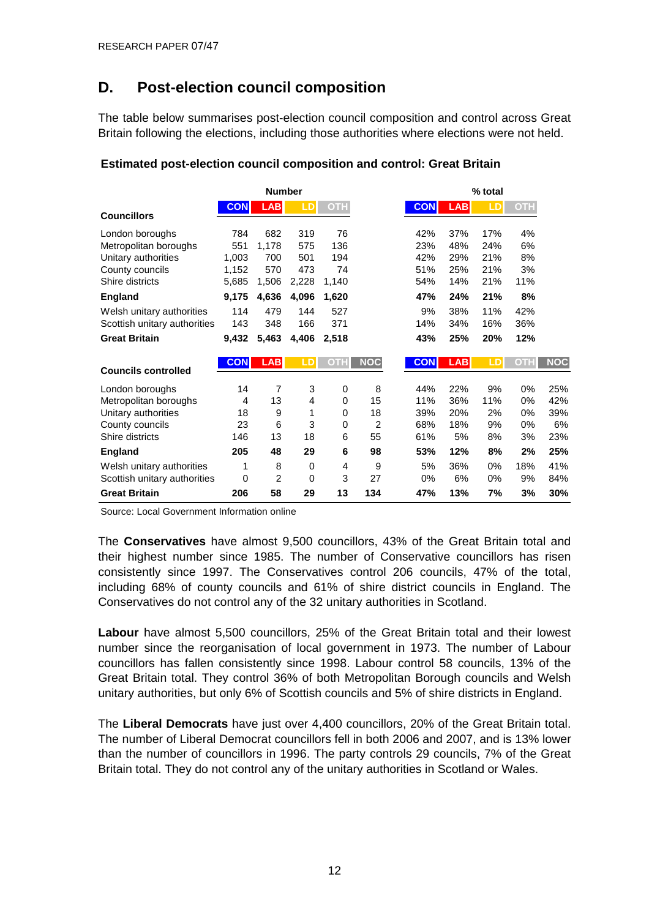## D. Post-election council composition

The table below summarises post-election council composition and control across Great Britain following the elections, including those authorities where elections were not held.

**Estimated post-election council composition and control: Great Britain**

| | Number | | | | | % total | | | | |
|---|---|---|---|---|---|---|---|---|---|---|
| **Councillors** | CON | LAB | LD | OTH | | CON | LAB | LD | OTH | |
| London boroughs | 784 | 682 | 319 | 76 | | 42% | 37% | 17% | 4% | |
| Metropolitan boroughs | 551 | 1,178 | 575 | 136 | | 23% | 48% | 24% | 6% | |
| Unitary authorities | 1,003 | 700 | 501 | 194 | | 42% | 29% | 21% | 8% | |
| County councils | 1,152 | 570 | 473 | 74 | | 51% | 25% | 21% | 3% | |
| Shire districts | 5,685 | 1,506 | 2,228 | 1,140 | | 54% | 14% | 21% | 11% | |
| **England** | **9,175** | **4,636** | **4,096** | **1,620** | | **47%** | **24%** | **21%** | **8%** | |
| Welsh unitary authorities | 114 | 479 | 144 | 527 | | 9% | 38% | 11% | 42% | |
| Scottish unitary authorities | 143 | 348 | 166 | 371 | | 14% | 34% | 16% | 36% | |
| **Great Britain** | **9,432** | **5,463** | **4,406** | **2,518** | | **43%** | **25%** | **20%** | **12%** | |
| **Councils controlled** | CON | LAB | LD | OTH | NOC | CON | LAB | LD | OTH | NOC |
| London boroughs | 14 | 7 | 3 | 0 | 8 | 44% | 22% | 9% | 0% | 25% |
| Metropolitan boroughs | 4 | 13 | 4 | 0 | 15 | 11% | 36% | 11% | 0% | 42% |
| Unitary authorities | 18 | 9 | 1 | 0 | 18 | 39% | 20% | 2% | 0% | 39% |
| County councils | 23 | 6 | 3 | 0 | 2 | 68% | 18% | 9% | 0% | 6% |
| Shire districts | 146 | 13 | 18 | 6 | 55 | 61% | 5% | 8% | 3% | 23% |
| **England** | **205** | **48** | **29** | **6** | **98** | **53%** | **12%** | **8%** | **2%** | **25%** |
| Welsh unitary authorities | 1 | 8 | 0 | 4 | 9 | 5% | 36% | 0% | 18% | 41% |
| Scottish unitary authorities | 0 | 2 | 0 | 3 | 27 | 0% | 6% | 0% | 9% | 84% |
| **Great Britain** | **206** | **58** | **29** | **13** | **134** | **47%** | **13%** | **7%** | **3%** | **30%** |

Source: Local Government Information online

The **Conservatives** have almost 9,500 councillors, 43% of the Great Britain total and their highest number since 1985. The number of Conservative councillors has risen consistently since 1997. The Conservatives control 206 councils, 47% of the total, including 68% of county councils and 61% of shire district councils in England. The Conservatives do not control any of the 32 unitary authorities in Scotland.

**Labour** have almost 5,500 councillors, 25% of the Great Britain total and their lowest number since the reorganisation of local government in 1973. The number of Labour councillors has fallen consistently since 1998. Labour control 58 councils, 13% of the Great Britain total. They control 36% of both Metropolitan Borough councils and Welsh unitary authorities, but only 6% of Scottish councils and 5% of shire districts in England.

The **Liberal Democrats** have just over 4,400 councillors, 20% of the Great Britain total. The number of Liberal Democrat councillors fell in both 2006 and 2007, and is 13% lower than the number of councillors in 1996. The party controls 29 councils, 7% of the Great Britain total. They do not control any of the unitary authorities in Scotland or Wales.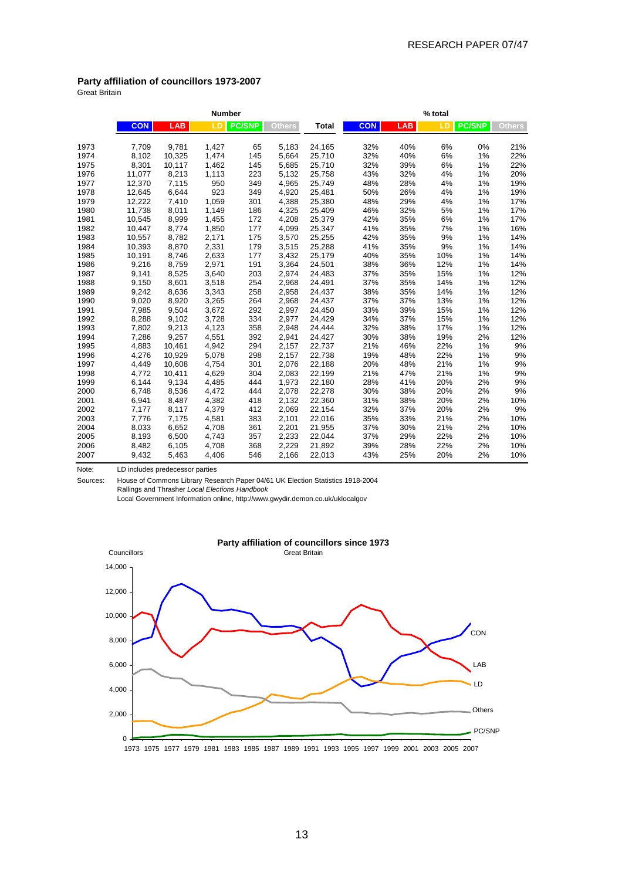### Party affiliation of councillors 1973-2007

Great Britain

| | Number | | | | | | % total | | | | |
|---|---|---|---|---|---|---|---|---|---|---|---|
| | CON | LAB | LD | PC/SNP | Others | Total | CON | LAB | LD | PC/SNP | Others |
| 1973 | 7,709 | 9,781 | 1,427 | 65 | 5,183 | 24,165 | 32% | 40% | 6% | 0% | 21% |
| 1974 | 8,102 | 10,325 | 1,474 | 145 | 5,664 | 25,710 | 32% | 40% | 6% | 1% | 22% |
| 1975 | 8,301 | 10,117 | 1,462 | 145 | 5,685 | 25,710 | 32% | 39% | 6% | 1% | 22% |
| 1976 | 11,077 | 8,213 | 1,113 | 223 | 5,132 | 25,758 | 43% | 32% | 4% | 1% | 20% |
| 1977 | 12,370 | 7,115 | 950 | 349 | 4,965 | 25,749 | 48% | 28% | 4% | 1% | 19% |
| 1978 | 12,645 | 6,644 | 923 | 349 | 4,920 | 25,481 | 50% | 26% | 4% | 1% | 19% |
| 1979 | 12,222 | 7,410 | 1,059 | 301 | 4,388 | 25,380 | 48% | 29% | 4% | 1% | 17% |
| 1980 | 11,738 | 8,011 | 1,149 | 186 | 4,325 | 25,409 | 46% | 32% | 5% | 1% | 17% |
| 1981 | 10,545 | 8,999 | 1,455 | 172 | 4,208 | 25,379 | 42% | 35% | 6% | 1% | 17% |
| 1982 | 10,447 | 8,774 | 1,850 | 177 | 4,099 | 25,347 | 41% | 35% | 7% | 1% | 16% |
| 1983 | 10,557 | 8,782 | 2,171 | 175 | 3,570 | 25,255 | 42% | 35% | 9% | 1% | 14% |
| 1984 | 10,393 | 8,870 | 2,331 | 179 | 3,515 | 25,288 | 41% | 35% | 9% | 1% | 14% |
| 1985 | 10,191 | 8,746 | 2,633 | 177 | 3,432 | 25,179 | 40% | 35% | 10% | 1% | 14% |
| 1986 | 9,216 | 8,759 | 2,971 | 191 | 3,364 | 24,501 | 38% | 36% | 12% | 1% | 14% |
| 1987 | 9,141 | 8,525 | 3,640 | 203 | 2,974 | 24,483 | 37% | 35% | 15% | 1% | 12% |
| 1988 | 9,150 | 8,601 | 3,518 | 254 | 2,968 | 24,491 | 37% | 35% | 14% | 1% | 12% |
| 1989 | 9,242 | 8,636 | 3,343 | 258 | 2,958 | 24,437 | 38% | 35% | 14% | 1% | 12% |
| 1990 | 9,020 | 8,920 | 3,265 | 264 | 2,968 | 24,437 | 37% | 37% | 13% | 1% | 12% |
| 1991 | 7,985 | 9,504 | 3,672 | 292 | 2,997 | 24,450 | 33% | 39% | 15% | 1% | 12% |
| 1992 | 8,288 | 9,102 | 3,728 | 334 | 2,977 | 24,429 | 34% | 37% | 15% | 1% | 12% |
| 1993 | 7,802 | 9,213 | 4,123 | 358 | 2,948 | 24,444 | 32% | 38% | 17% | 1% | 12% |
| 1994 | 7,286 | 9,257 | 4,551 | 392 | 2,941 | 24,427 | 30% | 38% | 19% | 2% | 12% |
| 1995 | 4,883 | 10,461 | 4,942 | 294 | 2,157 | 22,737 | 21% | 46% | 22% | 1% | 9% |
| 1996 | 4,276 | 10,929 | 5,078 | 298 | 2,157 | 22,738 | 19% | 48% | 22% | 1% | 9% |
| 1997 | 4,449 | 10,608 | 4,754 | 301 | 2,076 | 22,188 | 20% | 48% | 21% | 1% | 9% |
| 1998 | 4,772 | 10,411 | 4,629 | 304 | 2,083 | 22,199 | 21% | 47% | 21% | 1% | 9% |
| 1999 | 6,144 | 9,134 | 4,485 | 444 | 1,973 | 22,180 | 28% | 41% | 20% | 2% | 9% |
| 2000 | 6,748 | 8,536 | 4,472 | 444 | 2,078 | 22,278 | 30% | 38% | 20% | 2% | 9% |
| 2001 | 6,941 | 8,487 | 4,382 | 418 | 2,132 | 22,360 | 31% | 38% | 20% | 2% | 10% |
| 2002 | 7,177 | 8,117 | 4,379 | 412 | 2,069 | 22,154 | 32% | 37% | 20% | 2% | 9% |
| 2003 | 7,776 | 7,175 | 4,581 | 383 | 2,101 | 22,016 | 35% | 33% | 21% | 2% | 10% |
| 2004 | 8,033 | 6,652 | 4,708 | 361 | 2,201 | 21,955 | 37% | 30% | 21% | 2% | 10% |
| 2005 | 8,193 | 6,500 | 4,743 | 357 | 2,233 | 22,044 | 37% | 29% | 22% | 2% | 10% |
| 2006 | 8,482 | 6,105 | 4,708 | 368 | 2,229 | 21,892 | 39% | 28% | 22% | 2% | 10% |
| 2007 | 9,432 | 5,463 | 4,406 | 546 | 2,166 | 22,013 | 43% | 25% | 20% | 2% | 10% |

Note: LD includes predecessor parties

Sources: House of Commons Library Research Paper 04/61 UK Election Statistics 1918-2004
Rallings and Thrasher *Local Elections Handbook*
Local Government Information online, http://www.gwydir.demon.co.uk/uklocalgov

**Party affiliation of councillors since 1973**
Great Britain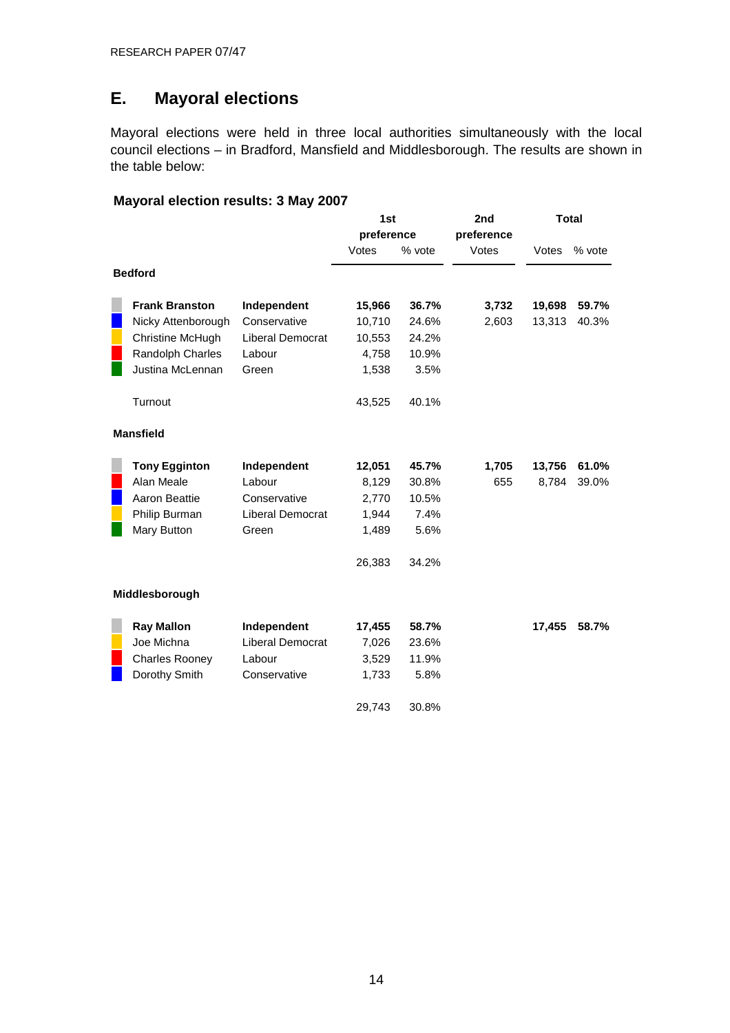## E. Mayoral elections

Mayoral elections were held in three local authorities simultaneously with the local council elections – in Bradford, Mansfield and Middlesborough. The results are shown in the table below:

**Mayoral election results: 3 May 2007**

| | | 1st preference | | 2nd preference | Total | |
|---|---|---|---|---|---|---|
| | | Votes | % vote | Votes | Votes | % vote |
| **Bedford** | | | | | | |
| **Frank Branston** | **Independent** | **15,966** | **36.7%** | **3,732** | **19,698** | **59.7%** |
| Nicky Attenborough | Conservative | 10,710 | 24.6% | 2,603 | 13,313 | 40.3% |
| Christine McHugh | Liberal Democrat | 10,553 | 24.2% | | | |
| Randolph Charles | Labour | 4,758 | 10.9% | | | |
| Justina McLennan | Green | 1,538 | 3.5% | | | |
| Turnout | | 43,525 | 40.1% | | | |
| **Mansfield** | | | | | | |
| **Tony Egginton** | **Independent** | **12,051** | **45.7%** | **1,705** | **13,756** | **61.0%** |
| Alan Meale | Labour | 8,129 | 30.8% | 655 | 8,784 | 39.0% |
| Aaron Beattie | Conservative | 2,770 | 10.5% | | | |
| Philip Burman | Liberal Democrat | 1,944 | 7.4% | | | |
| Mary Button | Green | 1,489 | 5.6% | | | |
| | | 26,383 | 34.2% | | | |
| **Middlesborough** | | | | | | |
| **Ray Mallon** | **Independent** | **17,455** | **58.7%** | | **17,455** | **58.7%** |
| Joe Michna | Liberal Democrat | 7,026 | 23.6% | | | |
| Charles Rooney | Labour | 3,529 | 11.9% | | | |
| Dorothy Smith | Conservative | 1,733 | 5.8% | | | |
| | | 29,743 | 30.8% | | | |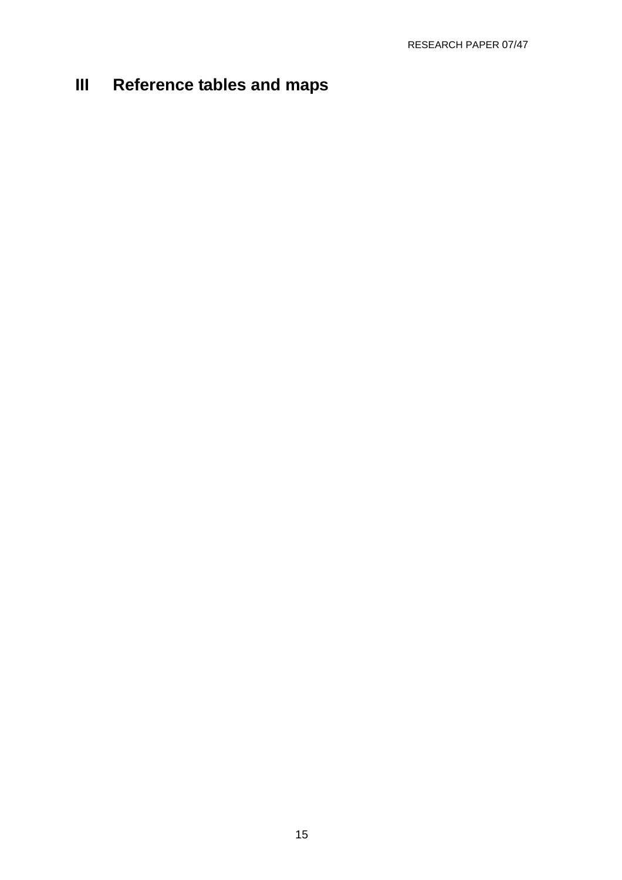# III Reference tables and maps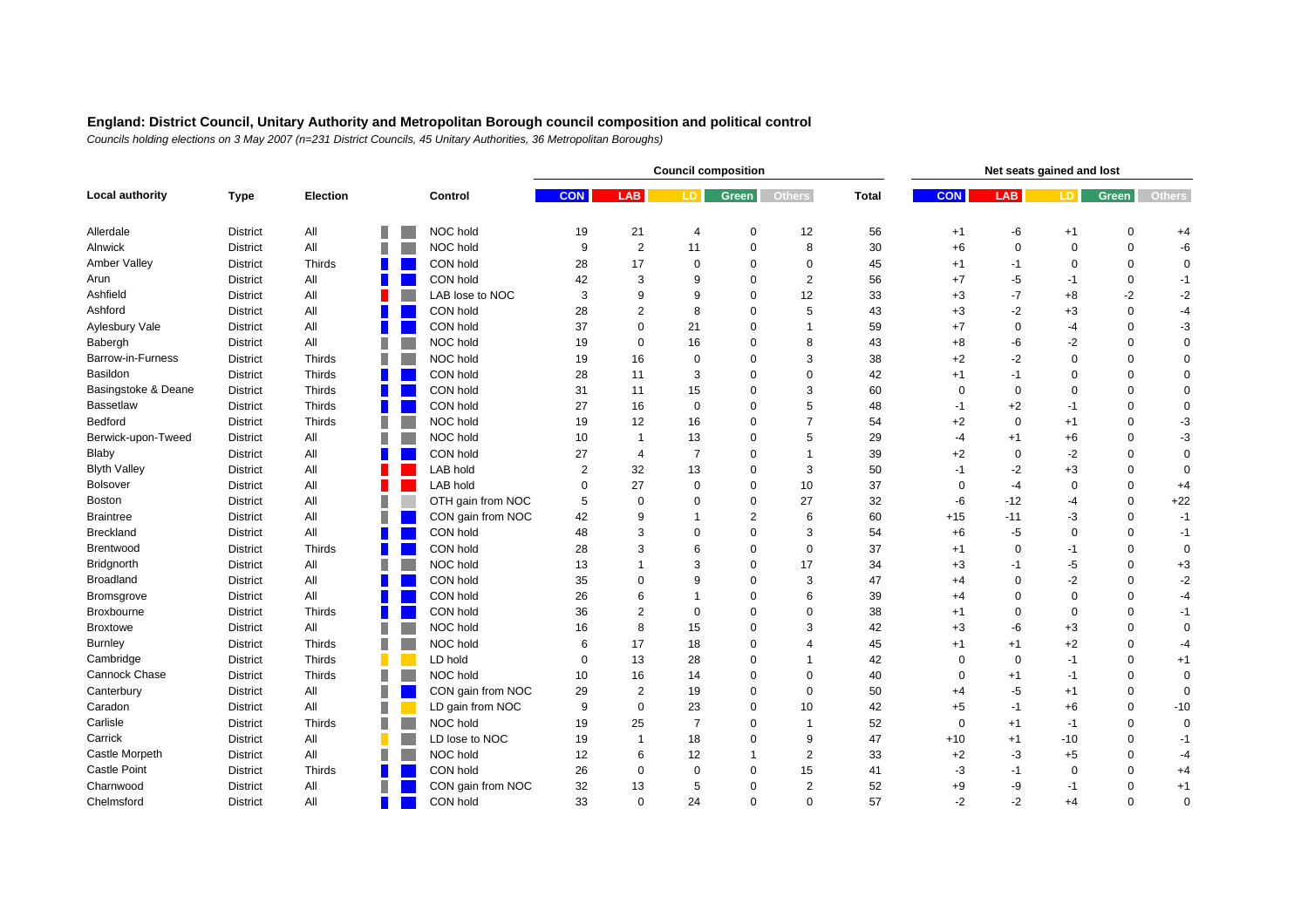## England: District Council, Unitary Authority and Metropolitan Borough council composition and political control

*Councils holding elections on 3 May 2007 (n=231 District Councils, 45 Unitary Authorities, 36 Metropolitan Boroughs)*

| Local authority | Type | Election | Control | Council composition | | | | | | Net seats gained and lost | | | | |
|---|---|---|---|---|---|---|---|---|---|---|---|---|---|---|
| | | | | CON | LAB | LD | Green | Others | Total | CON | LAB | LD | Green | Others |
| Allerdale | District | All | NOC hold | 19 | 21 | 4 | 0 | 12 | 56 | +1 | -6 | +1 | 0 | +4 |
| Alnwick | District | All | NOC hold | 9 | 2 | 11 | 0 | 8 | 30 | +6 | 0 | 0 | 0 | -6 |
| Amber Valley | District | Thirds | CON hold | 28 | 17 | 0 | 0 | 0 | 45 | +1 | -1 | 0 | 0 | 0 |
| Arun | District | All | CON hold | 42 | 3 | 9 | 0 | 2 | 56 | +7 | -5 | -1 | 0 | -1 |
| Ashfield | District | All | LAB lose to NOC | 3 | 9 | 9 | 0 | 12 | 33 | +3 | -7 | +8 | -2 | -2 |
| Ashford | District | All | CON hold | 28 | 2 | 8 | 0 | 5 | 43 | +3 | -2 | +3 | 0 | -4 |
| Aylesbury Vale | District | All | CON hold | 37 | 0 | 21 | 0 | 1 | 59 | +7 | 0 | -4 | 0 | -3 |
| Babergh | District | All | NOC hold | 19 | 0 | 16 | 0 | 8 | 43 | +8 | -6 | -2 | 0 | 0 |
| Barrow-in-Furness | District | Thirds | NOC hold | 19 | 16 | 0 | 0 | 3 | 38 | +2 | -2 | 0 | 0 | 0 |
| Basildon | District | Thirds | CON hold | 28 | 11 | 3 | 0 | 0 | 42 | +1 | -1 | 0 | 0 | 0 |
| Basingstoke & Deane | District | Thirds | CON hold | 31 | 11 | 15 | 0 | 3 | 60 | 0 | 0 | 0 | 0 | 0 |
| Bassetlaw | District | Thirds | CON hold | 27 | 16 | 0 | 0 | 5 | 48 | -1 | +2 | -1 | 0 | 0 |
| Bedford | District | Thirds | NOC hold | 19 | 12 | 16 | 0 | 7 | 54 | +2 | 0 | +1 | 0 | -3 |
| Berwick-upon-Tweed | District | All | NOC hold | 10 | 1 | 13 | 0 | 5 | 29 | -4 | +1 | +6 | 0 | -3 |
| Blaby | District | All | CON hold | 27 | 4 | 7 | 0 | 1 | 39 | +2 | 0 | -2 | 0 | 0 |
| Blyth Valley | District | All | LAB hold | 2 | 32 | 13 | 0 | 3 | 50 | -1 | -2 | +3 | 0 | 0 |
| Bolsover | District | All | LAB hold | 0 | 27 | 0 | 0 | 10 | 37 | 0 | -4 | 0 | 0 | +4 |
| Boston | District | All | OTH gain from NOC | 5 | 0 | 0 | 0 | 27 | 32 | -6 | -12 | -4 | 0 | +22 |
| Braintree | District | All | CON gain from NOC | 42 | 9 | 1 | 2 | 6 | 60 | +15 | -11 | -3 | 0 | -1 |
| Breckland | District | All | CON hold | 48 | 3 | 0 | 0 | 3 | 54 | +6 | -5 | 0 | 0 | -1 |
| Brentwood | District | Thirds | CON hold | 28 | 3 | 6 | 0 | 0 | 37 | +1 | 0 | -1 | 0 | 0 |
| Bridgnorth | District | All | NOC hold | 13 | 1 | 3 | 0 | 17 | 34 | +3 | -1 | -5 | 0 | +3 |
| Broadland | District | All | CON hold | 35 | 0 | 9 | 0 | 3 | 47 | +4 | 0 | -2 | 0 | -2 |
| Bromsgrove | District | All | CON hold | 26 | 6 | 1 | 0 | 6 | 39 | +4 | 0 | 0 | 0 | -4 |
| Broxbourne | District | Thirds | CON hold | 36 | 2 | 0 | 0 | 0 | 38 | +1 | 0 | 0 | 0 | -1 |
| Broxtowe | District | All | NOC hold | 16 | 8 | 15 | 0 | 3 | 42 | +3 | -6 | +3 | 0 | 0 |
| Burnley | District | Thirds | NOC hold | 6 | 17 | 18 | 0 | 4 | 45 | +1 | +1 | +2 | 0 | -4 |
| Cambridge | District | Thirds | LD hold | 0 | 13 | 28 | 0 | 1 | 42 | 0 | 0 | -1 | 0 | +1 |
| Cannock Chase | District | Thirds | NOC hold | 10 | 16 | 14 | 0 | 0 | 40 | 0 | +1 | -1 | 0 | 0 |
| Canterbury | District | All | CON gain from NOC | 29 | 2 | 19 | 0 | 0 | 50 | +4 | -5 | +1 | 0 | 0 |
| Caradon | District | All | LD gain from NOC | 9 | 0 | 23 | 0 | 10 | 42 | +5 | -1 | +6 | 0 | -10 |
| Carlisle | District | Thirds | NOC hold | 19 | 25 | 7 | 0 | 1 | 52 | 0 | +1 | -1 | 0 | 0 |
| Carrick | District | All | LD lose to NOC | 19 | 1 | 18 | 0 | 9 | 47 | +10 | +1 | -10 | 0 | -1 |
| Castle Morpeth | District | All | NOC hold | 12 | 6 | 12 | 1 | 2 | 33 | +2 | -3 | +5 | 0 | -4 |
| Castle Point | District | Thirds | CON hold | 26 | 0 | 0 | 0 | 15 | 41 | -3 | -1 | 0 | 0 | +4 |
| Charnwood | District | All | CON gain from NOC | 32 | 13 | 5 | 0 | 2 | 52 | +9 | -9 | -1 | 0 | +1 |
| Chelmsford | District | All | CON hold | 33 | 0 | 24 | 0 | 0 | 57 | -2 | -2 | +4 | 0 | 0 |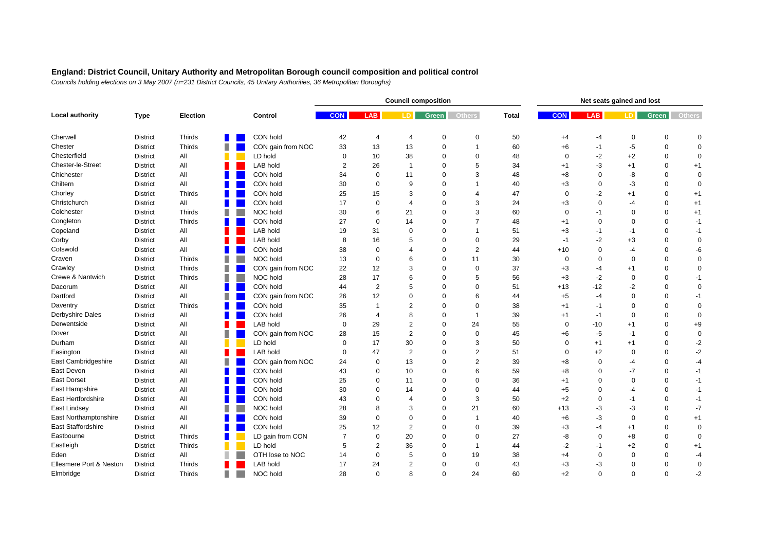**England: District Council, Unitary Authority and Metropolitan Borough council composition and political control**

*Councils holding elections on 3 May 2007 (n=231 District Councils, 45 Unitary Authorities, 36 Metropolitan Boroughs)*

| Local authority | Type | Election | Control | Council composition | | | | | | Net seats gained and lost | | | | |
|---|---|---|---|---|---|---|---|---|---|---|---|---|---|---|
| | | | | CON | LAB | LD | Green | Others | Total | CON | LAB | LD | Green | Others |
| Cherwell | District | Thirds | CON hold | 42 | 4 | 4 | 0 | 0 | 50 | +4 | -4 | 0 | 0 | 0 |
| Chester | District | Thirds | CON gain from NOC | 33 | 13 | 13 | 0 | 1 | 60 | +6 | -1 | -5 | 0 | 0 |
| Chesterfield | District | All | LD hold | 0 | 10 | 38 | 0 | 0 | 48 | 0 | -2 | +2 | 0 | 0 |
| Chester-le-Street | District | All | LAB hold | 2 | 26 | 1 | 0 | 5 | 34 | +1 | -3 | +1 | 0 | +1 |
| Chichester | District | All | CON hold | 34 | 0 | 11 | 0 | 3 | 48 | +8 | 0 | -8 | 0 | 0 |
| Chiltern | District | All | CON hold | 30 | 0 | 9 | 0 | 1 | 40 | +3 | 0 | -3 | 0 | 0 |
| Chorley | District | Thirds | CON hold | 25 | 15 | 3 | 0 | 4 | 47 | 0 | -2 | +1 | 0 | +1 |
| Christchurch | District | All | CON hold | 17 | 0 | 4 | 0 | 3 | 24 | +3 | 0 | -4 | 0 | +1 |
| Colchester | District | Thirds | NOC hold | 30 | 6 | 21 | 0 | 3 | 60 | 0 | -1 | 0 | 0 | +1 |
| Congleton | District | Thirds | CON hold | 27 | 0 | 14 | 0 | 7 | 48 | +1 | 0 | 0 | 0 | -1 |
| Copeland | District | All | LAB hold | 19 | 31 | 0 | 0 | 1 | 51 | +3 | -1 | -1 | 0 | -1 |
| Corby | District | All | LAB hold | 8 | 16 | 5 | 0 | 0 | 29 | -1 | -2 | +3 | 0 | 0 |
| Cotswold | District | All | CON hold | 38 | 0 | 4 | 0 | 2 | 44 | +10 | 0 | -4 | 0 | -6 |
| Craven | District | Thirds | NOC hold | 13 | 0 | 6 | 0 | 11 | 30 | 0 | 0 | 0 | 0 | 0 |
| Crawley | District | Thirds | CON gain from NOC | 22 | 12 | 3 | 0 | 0 | 37 | +3 | -4 | +1 | 0 | 0 |
| Crewe & Nantwich | District | Thirds | NOC hold | 28 | 17 | 6 | 0 | 5 | 56 | +3 | -2 | 0 | 0 | -1 |
| Dacorum | District | All | CON hold | 44 | 2 | 5 | 0 | 0 | 51 | +13 | -12 | -2 | 0 | 0 |
| Dartford | District | All | CON gain from NOC | 26 | 12 | 0 | 0 | 6 | 44 | +5 | -4 | 0 | 0 | -1 |
| Daventry | District | Thirds | CON hold | 35 | 1 | 2 | 0 | 0 | 38 | +1 | -1 | 0 | 0 | 0 |
| Derbyshire Dales | District | All | CON hold | 26 | 4 | 8 | 0 | 1 | 39 | +1 | -1 | 0 | 0 | 0 |
| Derwentside | District | All | LAB hold | 0 | 29 | 2 | 0 | 24 | 55 | 0 | -10 | +1 | 0 | +9 |
| Dover | District | All | CON gain from NOC | 28 | 15 | 2 | 0 | 0 | 45 | +6 | -5 | -1 | 0 | 0 |
| Durham | District | All | LD hold | 0 | 17 | 30 | 0 | 3 | 50 | 0 | +1 | +1 | 0 | -2 |
| Easington | District | All | LAB hold | 0 | 47 | 2 | 0 | 2 | 51 | 0 | +2 | 0 | 0 | -2 |
| East Cambridgeshire | District | All | CON gain from NOC | 24 | 0 | 13 | 0 | 2 | 39 | +8 | 0 | -4 | 0 | -4 |
| East Devon | District | All | CON hold | 43 | 0 | 10 | 0 | 6 | 59 | +8 | 0 | -7 | 0 | -1 |
| East Dorset | District | All | CON hold | 25 | 0 | 11 | 0 | 0 | 36 | +1 | 0 | 0 | 0 | -1 |
| East Hampshire | District | All | CON hold | 30 | 0 | 14 | 0 | 0 | 44 | +5 | 0 | -4 | 0 | -1 |
| East Hertfordshire | District | All | CON hold | 43 | 0 | 4 | 0 | 3 | 50 | +2 | 0 | -1 | 0 | -1 |
| East Lindsey | District | All | NOC hold | 28 | 8 | 3 | 0 | 21 | 60 | +13 | -3 | -3 | 0 | -7 |
| East Northamptonshire | District | All | CON hold | 39 | 0 | 0 | 0 | 1 | 40 | +6 | -3 | 0 | 0 | +1 |
| East Staffordshire | District | All | CON hold | 25 | 12 | 2 | 0 | 0 | 39 | +3 | -4 | +1 | 0 | 0 |
| Eastbourne | District | Thirds | LD gain from CON | 7 | 0 | 20 | 0 | 0 | 27 | -8 | 0 | +8 | 0 | 0 |
| Eastleigh | District | Thirds | LD hold | 5 | 2 | 36 | 0 | 1 | 44 | -2 | -1 | +2 | 0 | +1 |
| Eden | District | All | OTH lose to NOC | 14 | 0 | 5 | 0 | 19 | 38 | +4 | 0 | 0 | 0 | -4 |
| Ellesmere Port & Neston | District | Thirds | LAB hold | 17 | 24 | 2 | 0 | 0 | 43 | +3 | -3 | 0 | 0 | 0 |
| Elmbridge | District | Thirds | NOC hold | 28 | 0 | 8 | 0 | 24 | 60 | +2 | 0 | 0 | 0 | -2 |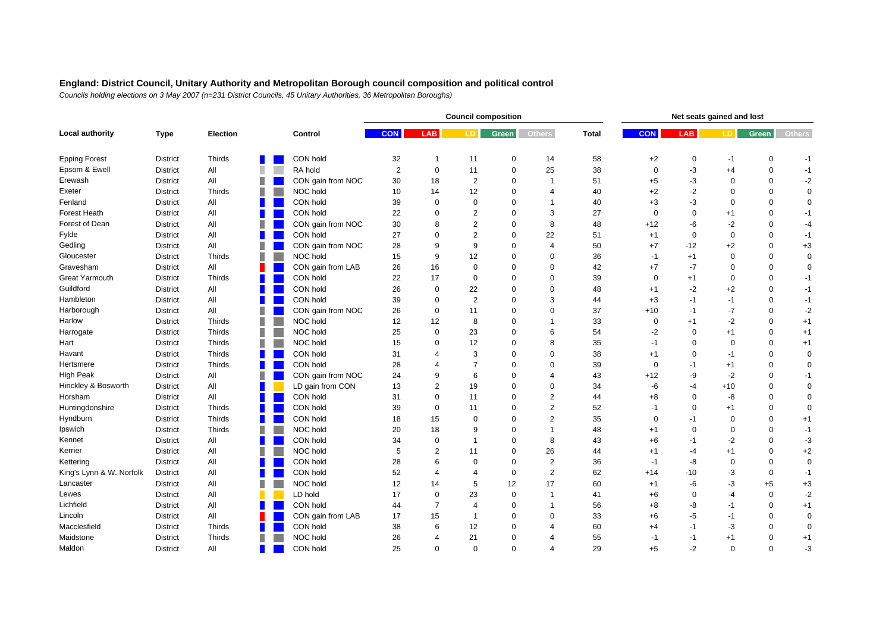**England: District Council, Unitary Authority and Metropolitan Borough council composition and political control**

*Councils holding elections on 3 May 2007 (n=231 District Councils, 45 Unitary Authorities, 36 Metropolitan Boroughs)*

| Local authority | Type | Election | Control | Council composition CON | LAB | LD | Green | Others | Total | Net seats gained and lost CON | LAB | LD | Green | Others |
|---|---|---|---|---|---|---|---|---|---|---|---|---|---|---|
| Epping Forest | District | Thirds | CON hold | 32 | 1 | 11 | 0 | 14 | 58 | +2 | 0 | -1 | 0 | -1 |
| Epsom & Ewell | District | All | RA hold | 2 | 0 | 11 | 0 | 25 | 38 | 0 | -3 | +4 | 0 | -1 |
| Erewash | District | All | CON gain from NOC | 30 | 18 | 2 | 0 | 1 | 51 | +5 | -3 | 0 | 0 | -2 |
| Exeter | District | Thirds | NOC hold | 10 | 14 | 12 | 0 | 4 | 40 | +2 | -2 | 0 | 0 | 0 |
| Fenland | District | All | CON hold | 39 | 0 | 0 | 0 | 1 | 40 | +3 | -3 | 0 | 0 | 0 |
| Forest Heath | District | All | CON hold | 22 | 0 | 2 | 0 | 3 | 27 | 0 | 0 | +1 | 0 | -1 |
| Forest of Dean | District | All | CON gain from NOC | 30 | 8 | 2 | 0 | 8 | 48 | +12 | -6 | -2 | 0 | -4 |
| Fylde | District | All | CON hold | 27 | 0 | 2 | 0 | 22 | 51 | +1 | 0 | 0 | 0 | -1 |
| Gedling | District | All | CON gain from NOC | 28 | 9 | 9 | 0 | 4 | 50 | +7 | -12 | +2 | 0 | +3 |
| Gloucester | District | Thirds | NOC hold | 15 | 9 | 12 | 0 | 0 | 36 | -1 | +1 | 0 | 0 | 0 |
| Gravesham | District | All | CON gain from LAB | 26 | 16 | 0 | 0 | 0 | 42 | +7 | -7 | 0 | 0 | 0 |
| Great Yarmouth | District | Thirds | CON hold | 22 | 17 | 0 | 0 | 0 | 39 | 0 | +1 | 0 | 0 | -1 |
| Guildford | District | All | CON hold | 26 | 0 | 22 | 0 | 0 | 48 | +1 | -2 | +2 | 0 | -1 |
| Hambleton | District | All | CON hold | 39 | 0 | 2 | 0 | 3 | 44 | +3 | -1 | -1 | 0 | -1 |
| Harborough | District | All | CON gain from NOC | 26 | 0 | 11 | 0 | 0 | 37 | +10 | -1 | -7 | 0 | -2 |
| Harlow | District | Thirds | NOC hold | 12 | 12 | 8 | 0 | 1 | 33 | 0 | +1 | -2 | 0 | +1 |
| Harrogate | District | Thirds | NOC hold | 25 | 0 | 23 | 0 | 6 | 54 | -2 | 0 | +1 | 0 | +1 |
| Hart | District | Thirds | NOC hold | 15 | 0 | 12 | 0 | 8 | 35 | -1 | 0 | 0 | 0 | +1 |
| Havant | District | Thirds | CON hold | 31 | 4 | 3 | 0 | 0 | 38 | +1 | 0 | -1 | 0 | 0 |
| Hertsmere | District | Thirds | CON hold | 28 | 4 | 7 | 0 | 0 | 39 | 0 | -1 | +1 | 0 | 0 |
| High Peak | District | All | CON gain from NOC | 24 | 9 | 6 | 0 | 4 | 43 | +12 | -9 | -2 | 0 | -1 |
| Hinckley & Bosworth | District | All | LD gain from CON | 13 | 2 | 19 | 0 | 0 | 34 | -6 | -4 | +10 | 0 | 0 |
| Horsham | District | All | CON hold | 31 | 0 | 11 | 0 | 2 | 44 | +8 | 0 | -8 | 0 | 0 |
| Huntingdonshire | District | Thirds | CON hold | 39 | 0 | 11 | 0 | 2 | 52 | -1 | 0 | +1 | 0 | 0 |
| Hyndburn | District | Thirds | CON hold | 18 | 15 | 0 | 0 | 2 | 35 | 0 | -1 | 0 | 0 | +1 |
| Ipswich | District | Thirds | NOC hold | 20 | 18 | 9 | 0 | 1 | 48 | +1 | 0 | 0 | 0 | -1 |
| Kennet | District | All | CON hold | 34 | 0 | 1 | 0 | 8 | 43 | +6 | -1 | -2 | 0 | -3 |
| Kerrier | District | All | NOC hold | 5 | 2 | 11 | 0 | 26 | 44 | +1 | -4 | +1 | 0 | +2 |
| Kettering | District | All | CON hold | 28 | 6 | 0 | 0 | 2 | 36 | -1 | -8 | 0 | 0 | 0 |
| King's Lynn & W. Norfolk | District | All | CON hold | 52 | 4 | 4 | 0 | 2 | 62 | +14 | -10 | -3 | 0 | -1 |
| Lancaster | District | All | NOC hold | 12 | 14 | 5 | 12 | 17 | 60 | +1 | -6 | -3 | +5 | +3 |
| Lewes | District | All | LD hold | 17 | 0 | 23 | 0 | 1 | 41 | +6 | 0 | -4 | 0 | -2 |
| Lichfield | District | All | CON hold | 44 | 7 | 4 | 0 | 1 | 56 | +8 | -8 | -1 | 0 | +1 |
| Lincoln | District | All | CON gain from LAB | 17 | 15 | 1 | 0 | 0 | 33 | +6 | -5 | -1 | 0 | 0 |
| Macclesfield | District | Thirds | CON hold | 38 | 6 | 12 | 0 | 4 | 60 | +4 | -1 | -3 | 0 | 0 |
| Maidstone | District | Thirds | NOC hold | 26 | 4 | 21 | 0 | 4 | 55 | -1 | -1 | +1 | 0 | +1 |
| Maldon | District | All | CON hold | 25 | 0 | 0 | 0 | 4 | 29 | +5 | -2 | 0 | 0 | -3 |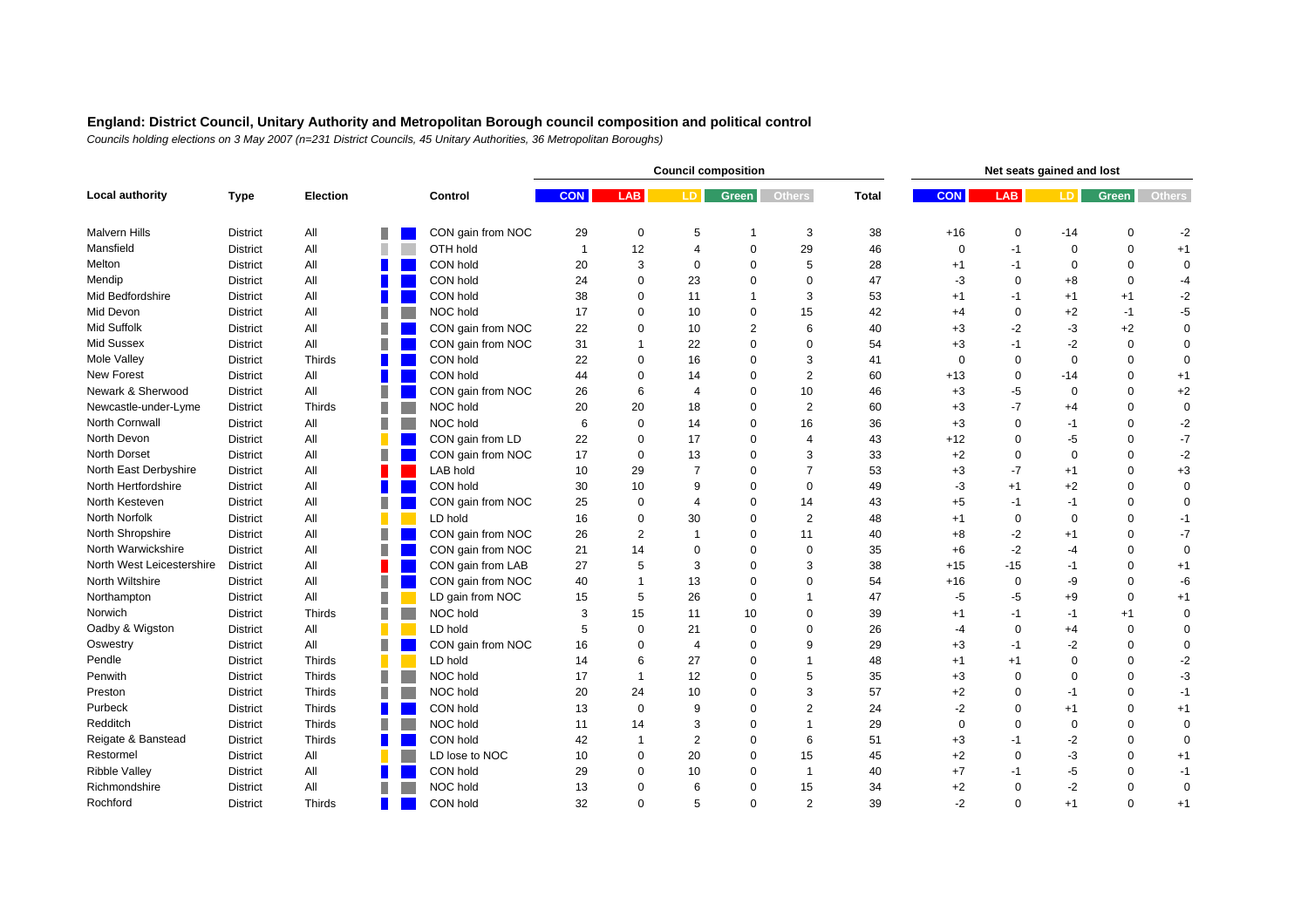## England: District Council, Unitary Authority and Metropolitan Borough council composition and political control

*Councils holding elections on 3 May 2007 (n=231 District Councils, 45 Unitary Authorities, 36 Metropolitan Boroughs)*

| Local authority | Type | Election | Control | Council composition | | | | | | Net seats gained and lost | | | | |
|---|---|---|---|---|---|---|---|---|---|---|---|---|---|---|
| | | | | CON | LAB | LD | Green | Others | Total | CON | LAB | LD | Green | Others |
| Malvern Hills | District | All | CON gain from NOC | 29 | 0 | 5 | 1 | 3 | 38 | +16 | 0 | -14 | 0 | -2 |
| Mansfield | District | All | OTH hold | 1 | 12 | 4 | 0 | 29 | 46 | 0 | -1 | 0 | 0 | +1 |
| Melton | District | All | CON hold | 20 | 3 | 0 | 0 | 5 | 28 | +1 | -1 | 0 | 0 | 0 |
| Mendip | District | All | CON hold | 24 | 0 | 23 | 0 | 0 | 47 | -3 | 0 | +8 | 0 | -4 |
| Mid Bedfordshire | District | All | CON hold | 38 | 0 | 11 | 1 | 3 | 53 | +1 | -1 | +1 | +1 | -2 |
| Mid Devon | District | All | NOC hold | 17 | 0 | 10 | 0 | 15 | 42 | +4 | 0 | +2 | -1 | -5 |
| Mid Suffolk | District | All | CON gain from NOC | 22 | 0 | 10 | 2 | 6 | 40 | +3 | -2 | -3 | +2 | 0 |
| Mid Sussex | District | All | CON gain from NOC | 31 | 1 | 22 | 0 | 0 | 54 | +3 | -1 | -2 | 0 | 0 |
| Mole Valley | District | Thirds | CON hold | 22 | 0 | 16 | 0 | 3 | 41 | 0 | 0 | 0 | 0 | 0 |
| New Forest | District | All | CON hold | 44 | 0 | 14 | 0 | 2 | 60 | +13 | 0 | -14 | 0 | +1 |
| Newark & Sherwood | District | All | CON gain from NOC | 26 | 6 | 4 | 0 | 10 | 46 | +3 | -5 | 0 | 0 | +2 |
| Newcastle-under-Lyme | District | Thirds | NOC hold | 20 | 20 | 18 | 0 | 2 | 60 | +3 | -7 | +4 | 0 | 0 |
| North Cornwall | District | All | NOC hold | 6 | 0 | 14 | 0 | 16 | 36 | +3 | 0 | -1 | 0 | -2 |
| North Devon | District | All | CON gain from LD | 22 | 0 | 17 | 0 | 4 | 43 | +12 | 0 | -5 | 0 | -7 |
| North Dorset | District | All | CON gain from NOC | 17 | 0 | 13 | 0 | 3 | 33 | +2 | 0 | 0 | 0 | -2 |
| North East Derbyshire | District | All | LAB hold | 10 | 29 | 7 | 0 | 7 | 53 | +3 | -7 | +1 | 0 | +3 |
| North Hertfordshire | District | All | CON hold | 30 | 10 | 9 | 0 | 0 | 49 | -3 | +1 | +2 | 0 | 0 |
| North Kesteven | District | All | CON gain from NOC | 25 | 0 | 4 | 0 | 14 | 43 | +5 | -1 | -1 | 0 | 0 |
| North Norfolk | District | All | LD hold | 16 | 0 | 30 | 0 | 2 | 48 | +1 | 0 | 0 | 0 | -1 |
| North Shropshire | District | All | CON gain from NOC | 26 | 2 | 1 | 0 | 11 | 40 | +8 | -2 | +1 | 0 | -7 |
| North Warwickshire | District | All | CON gain from NOC | 21 | 14 | 0 | 0 | 0 | 35 | +6 | -2 | -4 | 0 | 0 |
| North West Leicestershire | District | All | CON gain from LAB | 27 | 5 | 3 | 0 | 3 | 38 | +15 | -15 | -1 | 0 | +1 |
| North Wiltshire | District | All | CON gain from NOC | 40 | 1 | 13 | 0 | 0 | 54 | +16 | 0 | -9 | 0 | -6 |
| Northampton | District | All | LD gain from NOC | 15 | 5 | 26 | 0 | 1 | 47 | -5 | -5 | +9 | 0 | +1 |
| Norwich | District | Thirds | NOC hold | 3 | 15 | 11 | 10 | 0 | 39 | +1 | -1 | -1 | +1 | 0 |
| Oadby & Wigston | District | All | LD hold | 5 | 0 | 21 | 0 | 0 | 26 | -4 | 0 | +4 | 0 | 0 |
| Oswestry | District | All | CON gain from NOC | 16 | 0 | 4 | 0 | 9 | 29 | +3 | -1 | -2 | 0 | 0 |
| Pendle | District | Thirds | LD hold | 14 | 6 | 27 | 0 | 1 | 48 | +1 | +1 | 0 | 0 | -2 |
| Penwith | District | Thirds | NOC hold | 17 | 1 | 12 | 0 | 5 | 35 | +3 | 0 | 0 | 0 | -3 |
| Preston | District | Thirds | NOC hold | 20 | 24 | 10 | 0 | 3 | 57 | +2 | 0 | -1 | 0 | -1 |
| Purbeck | District | Thirds | CON hold | 13 | 0 | 9 | 0 | 2 | 24 | -2 | 0 | +1 | 0 | +1 |
| Redditch | District | Thirds | NOC hold | 11 | 14 | 3 | 0 | 1 | 29 | 0 | 0 | 0 | 0 | 0 |
| Reigate & Banstead | District | Thirds | CON hold | 42 | 1 | 2 | 0 | 6 | 51 | +3 | -1 | -2 | 0 | 0 |
| Restormel | District | All | LD lose to NOC | 10 | 0 | 20 | 0 | 15 | 45 | +2 | 0 | -3 | 0 | +1 |
| Ribble Valley | District | All | CON hold | 29 | 0 | 10 | 0 | 1 | 40 | +7 | -1 | -5 | 0 | -1 |
| Richmondshire | District | All | NOC hold | 13 | 0 | 6 | 0 | 15 | 34 | +2 | 0 | -2 | 0 | 0 |
| Rochford | District | Thirds | CON hold | 32 | 0 | 5 | 0 | 2 | 39 | -2 | 0 | +1 | 0 | +1 |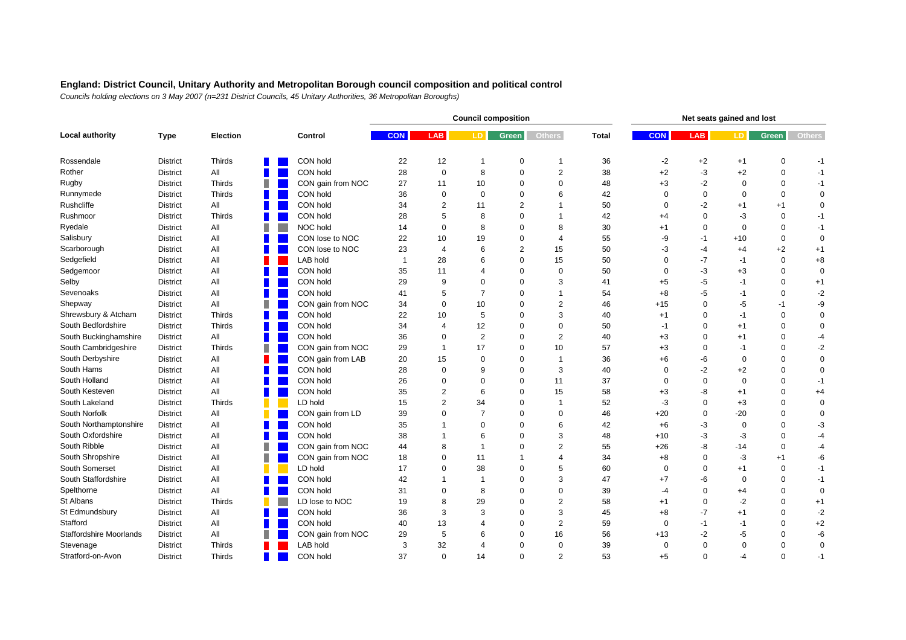## England: District Council, Unitary Authority and Metropolitan Borough council composition and political control

*Councils holding elections on 3 May 2007 (n=231 District Councils, 45 Unitary Authorities, 36 Metropolitan Boroughs)*

| Local authority | Type | Election | Control | Council composition | | | | | | Net seats gained and lost | | | | |
|---|---|---|---|---|---|---|---|---|---|---|---|---|---|---|
| | | | | CON | LAB | LD | Green | Others | Total | CON | LAB | LD | Green | Others |
| Rossendale | District | Thirds | CON hold | 22 | 12 | 1 | 0 | 1 | 36 | -2 | +2 | +1 | 0 | -1 |
| Rother | District | All | CON hold | 28 | 0 | 8 | 0 | 2 | 38 | +2 | -3 | +2 | 0 | -1 |
| Rugby | District | Thirds | CON gain from NOC | 27 | 11 | 10 | 0 | 0 | 48 | +3 | -2 | 0 | 0 | -1 |
| Runnymede | District | Thirds | CON hold | 36 | 0 | 0 | 0 | 6 | 42 | 0 | 0 | 0 | 0 | 0 |
| Rushcliffe | District | All | CON hold | 34 | 2 | 11 | 2 | 1 | 50 | 0 | -2 | +1 | +1 | 0 |
| Rushmoor | District | Thirds | CON hold | 28 | 5 | 8 | 0 | 1 | 42 | +4 | 0 | -3 | 0 | -1 |
| Ryedale | District | All | NOC hold | 14 | 0 | 8 | 0 | 8 | 30 | +1 | 0 | 0 | 0 | -1 |
| Salisbury | District | All | CON lose to NOC | 22 | 10 | 19 | 0 | 4 | 55 | -9 | -1 | +10 | 0 | 0 |
| Scarborough | District | All | CON lose to NOC | 23 | 4 | 6 | 2 | 15 | 50 | -3 | -4 | +4 | +2 | +1 |
| Sedgefield | District | All | LAB hold | 1 | 28 | 6 | 0 | 15 | 50 | 0 | -7 | -1 | 0 | +8 |
| Sedgemoor | District | All | CON hold | 35 | 11 | 4 | 0 | 0 | 50 | 0 | -3 | +3 | 0 | 0 |
| Selby | District | All | CON hold | 29 | 9 | 0 | 0 | 3 | 41 | +5 | -5 | -1 | 0 | +1 |
| Sevenoaks | District | All | CON hold | 41 | 5 | 7 | 0 | 1 | 54 | +8 | -5 | -1 | 0 | -2 |
| Shepway | District | All | CON gain from NOC | 34 | 0 | 10 | 0 | 2 | 46 | +15 | 0 | -5 | -1 | -9 |
| Shrewsbury & Atcham | District | Thirds | CON hold | 22 | 10 | 5 | 0 | 3 | 40 | +1 | 0 | -1 | 0 | 0 |
| South Bedfordshire | District | Thirds | CON hold | 34 | 4 | 12 | 0 | 0 | 50 | -1 | 0 | +1 | 0 | 0 |
| South Buckinghamshire | District | All | CON hold | 36 | 0 | 2 | 0 | 2 | 40 | +3 | 0 | +1 | 0 | -4 |
| South Cambridgeshire | District | Thirds | CON gain from NOC | 29 | 1 | 17 | 0 | 10 | 57 | +3 | 0 | -1 | 0 | -2 |
| South Derbyshire | District | All | CON gain from LAB | 20 | 15 | 0 | 0 | 1 | 36 | +6 | -6 | 0 | 0 | 0 |
| South Hams | District | All | CON hold | 28 | 0 | 9 | 0 | 3 | 40 | 0 | -2 | +2 | 0 | 0 |
| South Holland | District | All | CON hold | 26 | 0 | 0 | 0 | 11 | 37 | 0 | 0 | 0 | 0 | -1 |
| South Kesteven | District | All | CON hold | 35 | 2 | 6 | 0 | 15 | 58 | +3 | -8 | +1 | 0 | +4 |
| South Lakeland | District | Thirds | LD hold | 15 | 2 | 34 | 0 | 1 | 52 | -3 | 0 | +3 | 0 | 0 |
| South Norfolk | District | All | CON gain from LD | 39 | 0 | 7 | 0 | 0 | 46 | +20 | 0 | -20 | 0 | 0 |
| South Northamptonshire | District | All | CON hold | 35 | 1 | 0 | 0 | 6 | 42 | +6 | -3 | 0 | 0 | -3 |
| South Oxfordshire | District | All | CON hold | 38 | 1 | 6 | 0 | 3 | 48 | +10 | -3 | -3 | 0 | -4 |
| South Ribble | District | All | CON gain from NOC | 44 | 8 | 1 | 0 | 2 | 55 | +26 | -8 | -14 | 0 | -4 |
| South Shropshire | District | All | CON gain from NOC | 18 | 0 | 11 | 1 | 4 | 34 | +8 | 0 | -3 | +1 | -6 |
| South Somerset | District | All | LD hold | 17 | 0 | 38 | 0 | 5 | 60 | 0 | 0 | +1 | 0 | -1 |
| South Staffordshire | District | All | CON hold | 42 | 1 | 1 | 0 | 3 | 47 | +7 | -6 | 0 | 0 | -1 |
| Spelthorne | District | All | CON hold | 31 | 0 | 8 | 0 | 0 | 39 | -4 | 0 | +4 | 0 | 0 |
| St Albans | District | Thirds | LD lose to NOC | 19 | 8 | 29 | 0 | 2 | 58 | +1 | 0 | -2 | 0 | +1 |
| St Edmundsbury | District | All | CON hold | 36 | 3 | 3 | 0 | 3 | 45 | +8 | -7 | +1 | 0 | -2 |
| Stafford | District | All | CON hold | 40 | 13 | 4 | 0 | 2 | 59 | 0 | -1 | -1 | 0 | +2 |
| Staffordshire Moorlands | District | All | CON gain from NOC | 29 | 5 | 6 | 0 | 16 | 56 | +13 | -2 | -5 | 0 | -6 |
| Stevenage | District | Thirds | LAB hold | 3 | 32 | 4 | 0 | 0 | 39 | 0 | 0 | 0 | 0 | 0 |
| Stratford-on-Avon | District | Thirds | CON hold | 37 | 0 | 14 | 0 | 2 | 53 | +5 | 0 | -4 | 0 | -1 |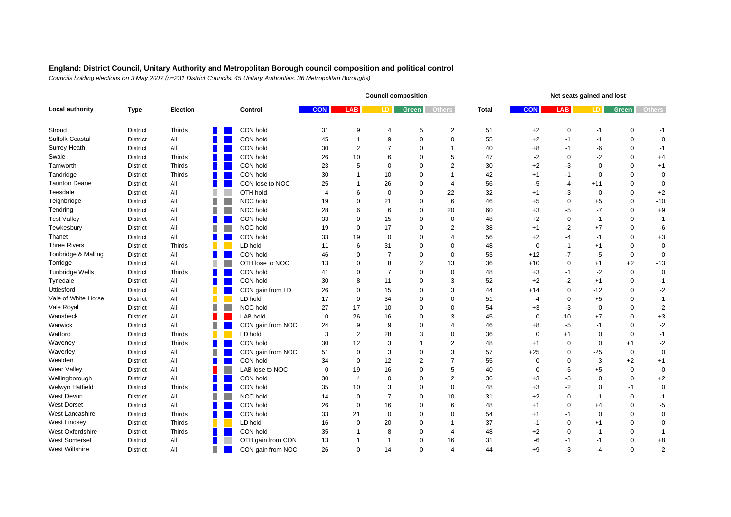**England: District Council, Unitary Authority and Metropolitan Borough council composition and political control**

*Councils holding elections on 3 May 2007 (n=231 District Councils, 45 Unitary Authorities, 36 Metropolitan Boroughs)*

| Local authority | Type | Election | Control | Council composition | | | | | | Net seats gained and lost | | | | |
|---|---|---|---|---|---|---|---|---|---|---|---|---|---|---|
| | | | | CON | LAB | LD | Green | Others | Total | CON | LAB | LD | Green | Others |
| Stroud | District | Thirds | CON hold | 31 | 9 | 4 | 5 | 2 | 51 | +2 | 0 | -1 | 0 | -1 |
| Suffolk Coastal | District | All | CON hold | 45 | 1 | 9 | 0 | 0 | 55 | +2 | -1 | -1 | 0 | 0 |
| Surrey Heath | District | All | CON hold | 30 | 2 | 7 | 0 | 1 | 40 | +8 | -1 | -6 | 0 | -1 |
| Swale | District | Thirds | CON hold | 26 | 10 | 6 | 0 | 5 | 47 | -2 | 0 | -2 | 0 | +4 |
| Tamworth | District | Thirds | CON hold | 23 | 5 | 0 | 0 | 2 | 30 | +2 | -3 | 0 | 0 | +1 |
| Tandridge | District | Thirds | CON hold | 30 | 1 | 10 | 0 | 1 | 42 | +1 | -1 | 0 | 0 | 0 |
| Taunton Deane | District | All | CON lose to NOC | 25 | 1 | 26 | 0 | 4 | 56 | -5 | -4 | +11 | 0 | 0 |
| Teesdale | District | All | OTH hold | 4 | 6 | 0 | 0 | 22 | 32 | +1 | -3 | 0 | 0 | +2 |
| Teignbridge | District | All | NOC hold | 19 | 0 | 21 | 0 | 6 | 46 | +5 | 0 | +5 | 0 | -10 |
| Tendring | District | All | NOC hold | 28 | 6 | 6 | 0 | 20 | 60 | +3 | -5 | -7 | 0 | +9 |
| Test Valley | District | All | CON hold | 33 | 0 | 15 | 0 | 0 | 48 | +2 | 0 | -1 | 0 | -1 |
| Tewkesbury | District | All | NOC hold | 19 | 0 | 17 | 0 | 2 | 38 | +1 | -2 | +7 | 0 | -6 |
| Thanet | District | All | CON hold | 33 | 19 | 0 | 0 | 4 | 56 | +2 | -4 | -1 | 0 | +3 |
| Three Rivers | District | Thirds | LD hold | 11 | 6 | 31 | 0 | 0 | 48 | 0 | -1 | +1 | 0 | 0 |
| Tonbridge & Malling | District | All | CON hold | 46 | 0 | 7 | 0 | 0 | 53 | +12 | -7 | -5 | 0 | 0 |
| Torridge | District | All | OTH lose to NOC | 13 | 0 | 8 | 2 | 13 | 36 | +10 | 0 | +1 | +2 | -13 |
| Tunbridge Wells | District | Thirds | CON hold | 41 | 0 | 7 | 0 | 0 | 48 | +3 | -1 | -2 | 0 | 0 |
| Tynedale | District | All | CON hold | 30 | 8 | 11 | 0 | 3 | 52 | +2 | -2 | +1 | 0 | -1 |
| Uttlesford | District | All | CON gain from LD | 26 | 0 | 15 | 0 | 3 | 44 | +14 | 0 | -12 | 0 | -2 |
| Vale of White Horse | District | All | LD hold | 17 | 0 | 34 | 0 | 0 | 51 | -4 | 0 | +5 | 0 | -1 |
| Vale Royal | District | All | NOC hold | 27 | 17 | 10 | 0 | 0 | 54 | +3 | -3 | 0 | 0 | -2 |
| Wansbeck | District | All | LAB hold | 0 | 26 | 16 | 0 | 3 | 45 | 0 | -10 | +7 | 0 | +3 |
| Warwick | District | All | CON gain from NOC | 24 | 9 | 9 | 0 | 4 | 46 | +8 | -5 | -1 | 0 | -2 |
| Watford | District | Thirds | LD hold | 3 | 2 | 28 | 3 | 0 | 36 | 0 | +1 | 0 | 0 | -1 |
| Waveney | District | Thirds | CON hold | 30 | 12 | 3 | 1 | 2 | 48 | +1 | 0 | 0 | +1 | -2 |
| Waverley | District | All | CON gain from NOC | 51 | 0 | 3 | 0 | 3 | 57 | +25 | 0 | -25 | 0 | 0 |
| Wealden | District | All | CON hold | 34 | 0 | 12 | 2 | 7 | 55 | 0 | 0 | -3 | +2 | +1 |
| Wear Valley | District | All | LAB lose to NOC | 0 | 19 | 16 | 0 | 5 | 40 | 0 | -5 | +5 | 0 | 0 |
| Wellingborough | District | All | CON hold | 30 | 4 | 0 | 0 | 2 | 36 | +3 | -5 | 0 | 0 | +2 |
| Welwyn Hatfield | District | Thirds | CON hold | 35 | 10 | 3 | 0 | 0 | 48 | +3 | -2 | 0 | -1 | 0 |
| West Devon | District | All | NOC hold | 14 | 0 | 7 | 0 | 10 | 31 | +2 | 0 | -1 | 0 | -1 |
| West Dorset | District | All | CON hold | 26 | 0 | 16 | 0 | 6 | 48 | +1 | 0 | +4 | 0 | -5 |
| West Lancashire | District | Thirds | CON hold | 33 | 21 | 0 | 0 | 0 | 54 | +1 | -1 | 0 | 0 | 0 |
| West Lindsey | District | Thirds | LD hold | 16 | 0 | 20 | 0 | 1 | 37 | -1 | 0 | +1 | 0 | 0 |
| West Oxfordshire | District | Thirds | CON hold | 35 | 1 | 8 | 0 | 4 | 48 | +2 | 0 | -1 | 0 | -1 |
| West Somerset | District | All | OTH gain from CON | 13 | 1 | 1 | 0 | 16 | 31 | -6 | -1 | -1 | 0 | +8 |
| West Wiltshire | District | All | CON gain from NOC | 26 | 0 | 14 | 0 | 4 | 44 | +9 | -3 | -4 | 0 | -2 |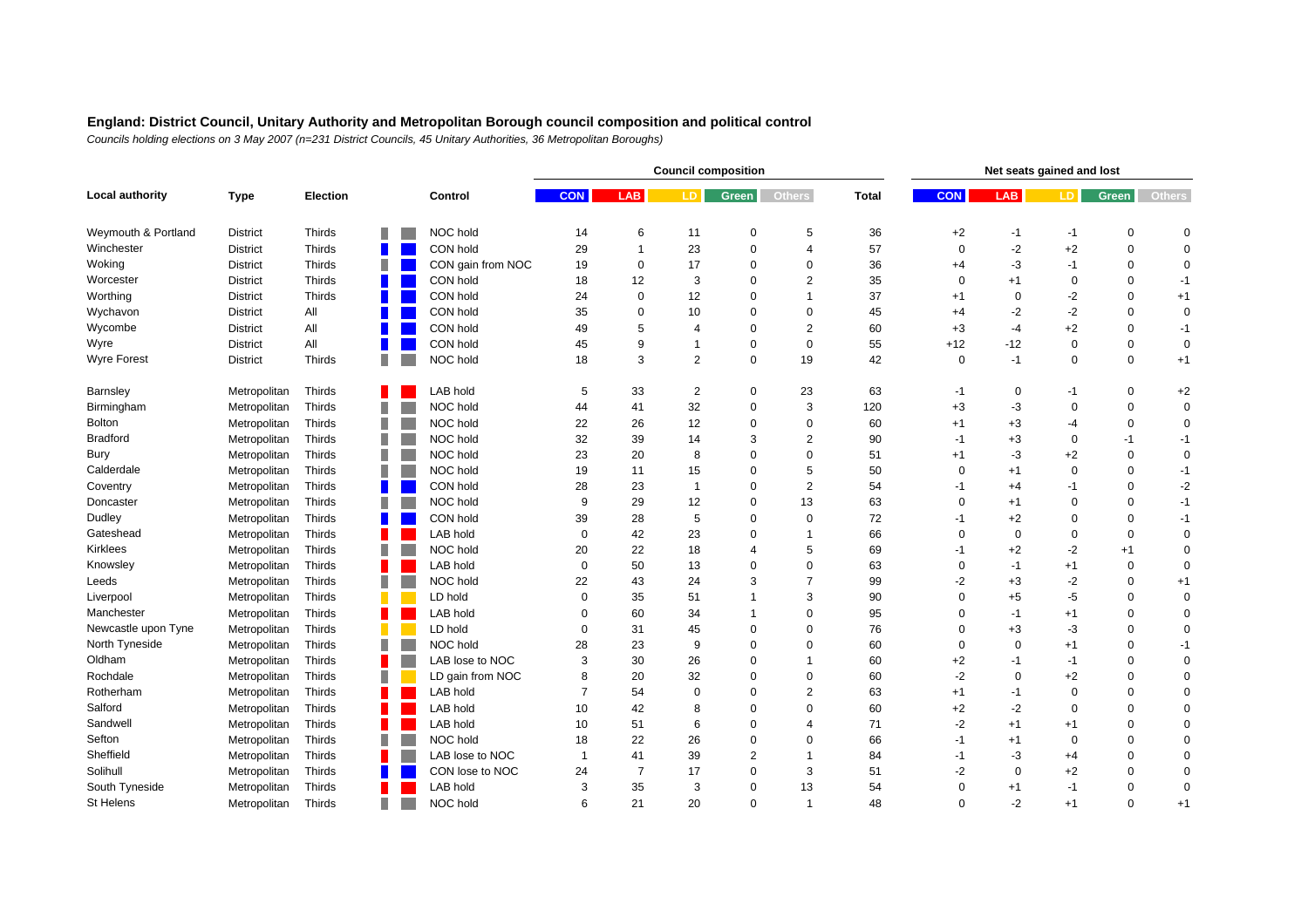**England: District Council, Unitary Authority and Metropolitan Borough council composition and political control**

*Councils holding elections on 3 May 2007 (n=231 District Councils, 45 Unitary Authorities, 36 Metropolitan Boroughs)*

| Local authority | Type | Election | Control | Council composition | | | | | | Net seats gained and lost | | | | |
|---|---|---|---|---|---|---|---|---|---|---|---|---|---|---|
| | | | | CON | LAB | LD | Green | Others | Total | CON | LAB | LD | Green | Others |
| Weymouth & Portland | District | Thirds | NOC hold | 14 | 6 | 11 | 0 | 5 | 36 | +2 | -1 | -1 | 0 | 0 |
| Winchester | District | Thirds | CON hold | 29 | 1 | 23 | 0 | 4 | 57 | 0 | -2 | +2 | 0 | 0 |
| Woking | District | Thirds | CON gain from NOC | 19 | 0 | 17 | 0 | 0 | 36 | +4 | -3 | -1 | 0 | 0 |
| Worcester | District | Thirds | CON hold | 18 | 12 | 3 | 0 | 2 | 35 | 0 | +1 | 0 | 0 | -1 |
| Worthing | District | Thirds | CON hold | 24 | 0 | 12 | 0 | 1 | 37 | +1 | 0 | -2 | 0 | +1 |
| Wychavon | District | All | CON hold | 35 | 0 | 10 | 0 | 0 | 45 | +4 | -2 | -2 | 0 | 0 |
| Wycombe | District | All | CON hold | 49 | 5 | 4 | 0 | 2 | 60 | +3 | -4 | +2 | 0 | -1 |
| Wyre | District | All | CON hold | 45 | 9 | 1 | 0 | 0 | 55 | +12 | -12 | 0 | 0 | 0 |
| Wyre Forest | District | Thirds | NOC hold | 18 | 3 | 2 | 0 | 19 | 42 | 0 | -1 | 0 | 0 | +1 |
| | | | | | | | | | | | | | | |
| Barnsley | Metropolitan | Thirds | LAB hold | 5 | 33 | 2 | 0 | 23 | 63 | -1 | 0 | -1 | 0 | +2 |
| Birmingham | Metropolitan | Thirds | NOC hold | 44 | 41 | 32 | 0 | 3 | 120 | +3 | -3 | 0 | 0 | 0 |
| Bolton | Metropolitan | Thirds | NOC hold | 22 | 26 | 12 | 0 | 0 | 60 | +1 | +3 | -4 | 0 | 0 |
| Bradford | Metropolitan | Thirds | NOC hold | 32 | 39 | 14 | 3 | 2 | 90 | -1 | +3 | 0 | -1 | -1 |
| Bury | Metropolitan | Thirds | NOC hold | 23 | 20 | 8 | 0 | 0 | 51 | +1 | -3 | +2 | 0 | 0 |
| Calderdale | Metropolitan | Thirds | NOC hold | 19 | 11 | 15 | 0 | 5 | 50 | 0 | +1 | 0 | 0 | -1 |
| Coventry | Metropolitan | Thirds | CON hold | 28 | 23 | 1 | 0 | 2 | 54 | -1 | +4 | -1 | 0 | -2 |
| Doncaster | Metropolitan | Thirds | NOC hold | 9 | 29 | 12 | 0 | 13 | 63 | 0 | +1 | 0 | 0 | -1 |
| Dudley | Metropolitan | Thirds | CON hold | 39 | 28 | 5 | 0 | 0 | 72 | -1 | +2 | 0 | 0 | -1 |
| Gateshead | Metropolitan | Thirds | LAB hold | 0 | 42 | 23 | 0 | 1 | 66 | 0 | 0 | 0 | 0 | 0 |
| Kirklees | Metropolitan | Thirds | NOC hold | 20 | 22 | 18 | 4 | 5 | 69 | -1 | +2 | -2 | +1 | 0 |
| Knowsley | Metropolitan | Thirds | LAB hold | 0 | 50 | 13 | 0 | 0 | 63 | 0 | -1 | +1 | 0 | 0 |
| Leeds | Metropolitan | Thirds | NOC hold | 22 | 43 | 24 | 3 | 7 | 99 | -2 | +3 | -2 | 0 | +1 |
| Liverpool | Metropolitan | Thirds | LD hold | 0 | 35 | 51 | 1 | 3 | 90 | 0 | +5 | -5 | 0 | 0 |
| Manchester | Metropolitan | Thirds | LAB hold | 0 | 60 | 34 | 1 | 0 | 95 | 0 | -1 | +1 | 0 | 0 |
| Newcastle upon Tyne | Metropolitan | Thirds | LD hold | 0 | 31 | 45 | 0 | 0 | 76 | 0 | +3 | -3 | 0 | 0 |
| North Tyneside | Metropolitan | Thirds | NOC hold | 28 | 23 | 9 | 0 | 0 | 60 | 0 | 0 | +1 | 0 | -1 |
| Oldham | Metropolitan | Thirds | LAB lose to NOC | 3 | 30 | 26 | 0 | 1 | 60 | +2 | -1 | -1 | 0 | 0 |
| Rochdale | Metropolitan | Thirds | LD gain from NOC | 8 | 20 | 32 | 0 | 0 | 60 | -2 | 0 | +2 | 0 | 0 |
| Rotherham | Metropolitan | Thirds | LAB hold | 7 | 54 | 0 | 0 | 2 | 63 | +1 | -1 | 0 | 0 | 0 |
| Salford | Metropolitan | Thirds | LAB hold | 10 | 42 | 8 | 0 | 0 | 60 | +2 | -2 | 0 | 0 | 0 |
| Sandwell | Metropolitan | Thirds | LAB hold | 10 | 51 | 6 | 0 | 4 | 71 | -2 | +1 | +1 | 0 | 0 |
| Sefton | Metropolitan | Thirds | NOC hold | 18 | 22 | 26 | 0 | 0 | 66 | -1 | +1 | 0 | 0 | 0 |
| Sheffield | Metropolitan | Thirds | LAB lose to NOC | 1 | 41 | 39 | 2 | 1 | 84 | -1 | -3 | +4 | 0 | 0 |
| Solihull | Metropolitan | Thirds | CON lose to NOC | 24 | 7 | 17 | 0 | 3 | 51 | -2 | 0 | +2 | 0 | 0 |
| South Tyneside | Metropolitan | Thirds | LAB hold | 3 | 35 | 3 | 0 | 13 | 54 | 0 | +1 | -1 | 0 | 0 |
| St Helens | Metropolitan | Thirds | NOC hold | 6 | 21 | 20 | 0 | 1 | 48 | 0 | -2 | +1 | 0 | +1 |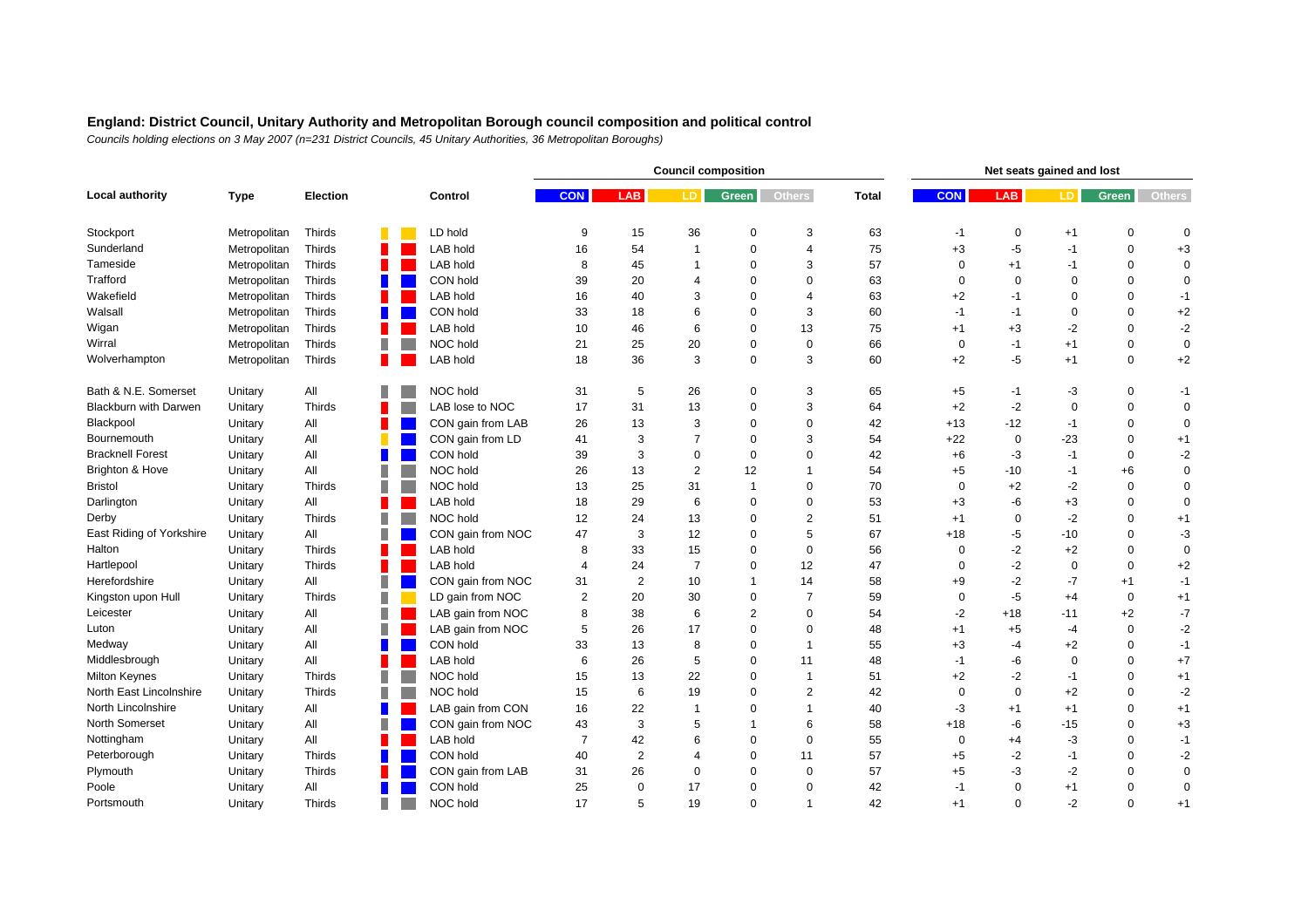## England: District Council, Unitary Authority and Metropolitan Borough council composition and political control

*Councils holding elections on 3 May 2007 (n=231 District Councils, 45 Unitary Authorities, 36 Metropolitan Boroughs)*

| Local authority | Type | Election | Control | Council composition | | | | | | Net seats gained and lost | | | | |
|---|---|---|---|---|---|---|---|---|---|---|---|---|---|---|
| | | | | CON | LAB | LD | Green | Others | Total | CON | LAB | LD | Green | Others |
| Stockport | Metropolitan | Thirds | LD hold | 9 | 15 | 36 | 0 | 3 | 63 | -1 | 0 | +1 | 0 | 0 |
| Sunderland | Metropolitan | Thirds | LAB hold | 16 | 54 | 1 | 0 | 4 | 75 | +3 | -5 | -1 | 0 | +3 |
| Tameside | Metropolitan | Thirds | LAB hold | 8 | 45 | 1 | 0 | 3 | 57 | 0 | +1 | -1 | 0 | 0 |
| Trafford | Metropolitan | Thirds | CON hold | 39 | 20 | 4 | 0 | 0 | 63 | 0 | 0 | 0 | 0 | 0 |
| Wakefield | Metropolitan | Thirds | LAB hold | 16 | 40 | 3 | 0 | 4 | 63 | +2 | -1 | 0 | 0 | -1 |
| Walsall | Metropolitan | Thirds | CON hold | 33 | 18 | 6 | 0 | 3 | 60 | -1 | -1 | 0 | 0 | +2 |
| Wigan | Metropolitan | Thirds | LAB hold | 10 | 46 | 6 | 0 | 13 | 75 | +1 | +3 | -2 | 0 | -2 |
| Wirral | Metropolitan | Thirds | NOC hold | 21 | 25 | 20 | 0 | 0 | 66 | 0 | -1 | +1 | 0 | 0 |
| Wolverhampton | Metropolitan | Thirds | LAB hold | 18 | 36 | 3 | 0 | 3 | 60 | +2 | -5 | +1 | 0 | +2 |
| Bath & N.E. Somerset | Unitary | All | NOC hold | 31 | 5 | 26 | 0 | 3 | 65 | +5 | -1 | -3 | 0 | -1 |
| Blackburn with Darwen | Unitary | Thirds | LAB lose to NOC | 17 | 31 | 13 | 0 | 3 | 64 | +2 | -2 | 0 | 0 | 0 |
| Blackpool | Unitary | All | CON gain from LAB | 26 | 13 | 3 | 0 | 0 | 42 | +13 | -12 | -1 | 0 | 0 |
| Bournemouth | Unitary | All | CON gain from LD | 41 | 3 | 7 | 0 | 3 | 54 | +22 | 0 | -23 | 0 | +1 |
| Bracknell Forest | Unitary | All | CON hold | 39 | 3 | 0 | 0 | 0 | 42 | +6 | -3 | -1 | 0 | -2 |
| Brighton & Hove | Unitary | All | NOC hold | 26 | 13 | 2 | 12 | 1 | 54 | +5 | -10 | -1 | +6 | 0 |
| Bristol | Unitary | Thirds | NOC hold | 13 | 25 | 31 | 1 | 0 | 70 | 0 | +2 | -2 | 0 | 0 |
| Darlington | Unitary | All | LAB hold | 18 | 29 | 6 | 0 | 0 | 53 | +3 | -6 | +3 | 0 | 0 |
| Derby | Unitary | Thirds | NOC hold | 12 | 24 | 13 | 0 | 2 | 51 | +1 | 0 | -2 | 0 | +1 |
| East Riding of Yorkshire | Unitary | All | CON gain from NOC | 47 | 3 | 12 | 0 | 5 | 67 | +18 | -5 | -10 | 0 | -3 |
| Halton | Unitary | Thirds | LAB hold | 8 | 33 | 15 | 0 | 0 | 56 | 0 | -2 | +2 | 0 | 0 |
| Hartlepool | Unitary | Thirds | LAB hold | 4 | 24 | 7 | 0 | 12 | 47 | 0 | -2 | 0 | 0 | +2 |
| Herefordshire | Unitary | All | CON gain from NOC | 31 | 2 | 10 | 1 | 14 | 58 | +9 | -2 | -7 | +1 | -1 |
| Kingston upon Hull | Unitary | Thirds | LD gain from NOC | 2 | 20 | 30 | 0 | 7 | 59 | 0 | -5 | +4 | 0 | +1 |
| Leicester | Unitary | All | LAB gain from NOC | 8 | 38 | 6 | 2 | 0 | 54 | -2 | +18 | -11 | +2 | -7 |
| Luton | Unitary | All | LAB gain from NOC | 5 | 26 | 17 | 0 | 0 | 48 | +1 | +5 | -4 | 0 | -2 |
| Medway | Unitary | All | CON hold | 33 | 13 | 8 | 0 | 1 | 55 | +3 | -4 | +2 | 0 | -1 |
| Middlesbrough | Unitary | All | LAB hold | 6 | 26 | 5 | 0 | 11 | 48 | -1 | -6 | 0 | 0 | +7 |
| Milton Keynes | Unitary | Thirds | NOC hold | 15 | 13 | 22 | 0 | 1 | 51 | +2 | -2 | -1 | 0 | +1 |
| North East Lincolnshire | Unitary | Thirds | NOC hold | 15 | 6 | 19 | 0 | 2 | 42 | 0 | 0 | +2 | 0 | -2 |
| North Lincolnshire | Unitary | All | LAB gain from CON | 16 | 22 | 1 | 0 | 1 | 40 | -3 | +1 | +1 | 0 | +1 |
| North Somerset | Unitary | All | CON gain from NOC | 43 | 3 | 5 | 1 | 6 | 58 | +18 | -6 | -15 | 0 | +3 |
| Nottingham | Unitary | All | LAB hold | 7 | 42 | 6 | 0 | 0 | 55 | 0 | +4 | -3 | 0 | -1 |
| Peterborough | Unitary | Thirds | CON hold | 40 | 2 | 4 | 0 | 11 | 57 | +5 | -2 | -1 | 0 | -2 |
| Plymouth | Unitary | Thirds | CON gain from LAB | 31 | 26 | 0 | 0 | 0 | 57 | +5 | -3 | -2 | 0 | 0 |
| Poole | Unitary | All | CON hold | 25 | 0 | 17 | 0 | 0 | 42 | -1 | 0 | +1 | 0 | 0 |
| Portsmouth | Unitary | Thirds | NOC hold | 17 | 5 | 19 | 0 | 1 | 42 | +1 | 0 | -2 | 0 | +1 |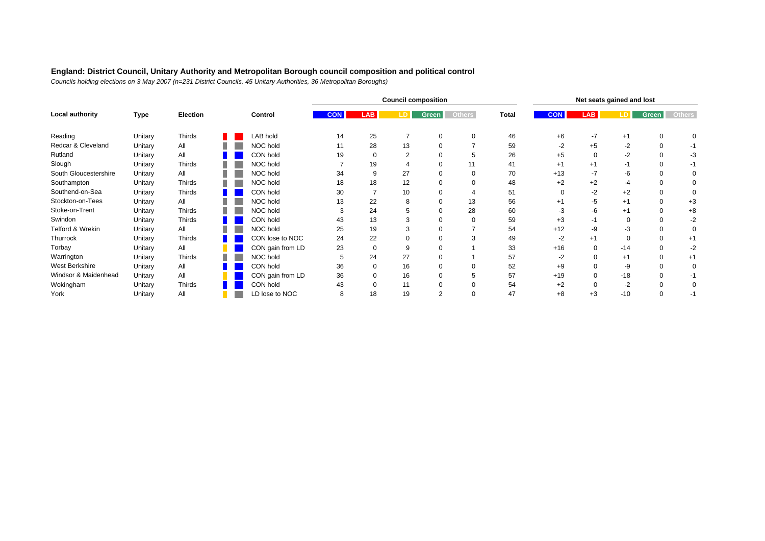**England: District Council, Unitary Authority and Metropolitan Borough council composition and political control**

*Councils holding elections on 3 May 2007 (n=231 District Councils, 45 Unitary Authorities, 36 Metropolitan Boroughs)*

| Local authority | Type | Election | Control | Council composition | | | | | | Net seats gained and lost | | | | |
|---|---|---|---|---|---|---|---|---|---|---|---|---|---|---|
| | | | | CON | LAB | LD | Green | Others | Total | CON | LAB | LD | Green | Others |
| Reading | Unitary | Thirds | LAB hold | 14 | 25 | 7 | 0 | 0 | 46 | +6 | -7 | +1 | 0 | 0 |
| Redcar & Cleveland | Unitary | All | NOC hold | 11 | 28 | 13 | 0 | 7 | 59 | -2 | +5 | -2 | 0 | -1 |
| Rutland | Unitary | All | CON hold | 19 | 0 | 2 | 0 | 5 | 26 | +5 | 0 | -2 | 0 | -3 |
| Slough | Unitary | Thirds | NOC hold | 7 | 19 | 4 | 0 | 11 | 41 | +1 | +1 | -1 | 0 | -1 |
| South Gloucestershire | Unitary | All | NOC hold | 34 | 9 | 27 | 0 | 0 | 70 | +13 | -7 | -6 | 0 | 0 |
| Southampton | Unitary | Thirds | NOC hold | 18 | 18 | 12 | 0 | 0 | 48 | +2 | +2 | -4 | 0 | 0 |
| Southend-on-Sea | Unitary | Thirds | CON hold | 30 | 7 | 10 | 0 | 4 | 51 | 0 | -2 | +2 | 0 | 0 |
| Stockton-on-Tees | Unitary | All | NOC hold | 13 | 22 | 8 | 0 | 13 | 56 | +1 | -5 | +1 | 0 | +3 |
| Stoke-on-Trent | Unitary | Thirds | NOC hold | 3 | 24 | 5 | 0 | 28 | 60 | -3 | -6 | +1 | 0 | +8 |
| Swindon | Unitary | Thirds | CON hold | 43 | 13 | 3 | 0 | 0 | 59 | +3 | -1 | 0 | 0 | -2 |
| Telford & Wrekin | Unitary | All | NOC hold | 25 | 19 | 3 | 0 | 7 | 54 | +12 | -9 | -3 | 0 | 0 |
| Thurrock | Unitary | Thirds | CON lose to NOC | 24 | 22 | 0 | 0 | 3 | 49 | -2 | +1 | 0 | 0 | +1 |
| Torbay | Unitary | All | CON gain from LD | 23 | 0 | 9 | 0 | 1 | 33 | +16 | 0 | -14 | 0 | -2 |
| Warrington | Unitary | Thirds | NOC hold | 5 | 24 | 27 | 0 | 1 | 57 | -2 | 0 | +1 | 0 | +1 |
| West Berkshire | Unitary | All | CON hold | 36 | 0 | 16 | 0 | 0 | 52 | +9 | 0 | -9 | 0 | 0 |
| Windsor & Maidenhead | Unitary | All | CON gain from LD | 36 | 0 | 16 | 0 | 5 | 57 | +19 | 0 | -18 | 0 | -1 |
| Wokingham | Unitary | Thirds | CON hold | 43 | 0 | 11 | 0 | 0 | 54 | +2 | 0 | -2 | 0 | 0 |
| York | Unitary | All | LD lose to NOC | 8 | 18 | 19 | 2 | 0 | 47 | +8 | +3 | -10 | 0 | -1 |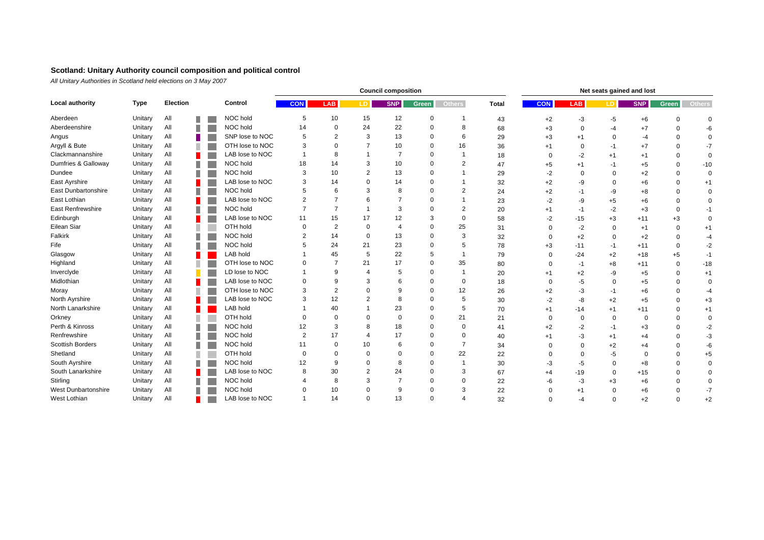## Scotland: Unitary Authority council composition and political control

*All Unitary Authorities in Scotland held elections on 3 May 2007*

| Local authority | Type | Election | Control | Council composition | | | | | | | Net seats gained and lost | | | | | |
|---|---|---|---|---|---|---|---|---|---|---|---|---|---|---|---|---|
| | | | | CON | LAB | LD | SNP | Green | Others | Total | CON | LAB | LD | SNP | Green | Others |
| Aberdeen | Unitary | All | NOC hold | 5 | 10 | 15 | 12 | 0 | 1 | 43 | +2 | -3 | -5 | +6 | 0 | 0 |
| Aberdeenshire | Unitary | All | NOC hold | 14 | 0 | 24 | 22 | 0 | 8 | 68 | +3 | 0 | -4 | +7 | 0 | -6 |
| Angus | Unitary | All | SNP lose to NOC | 5 | 2 | 3 | 13 | 0 | 6 | 29 | +3 | +1 | 0 | -4 | 0 | 0 |
| Argyll & Bute | Unitary | All | OTH lose to NOC | 3 | 0 | 7 | 10 | 0 | 16 | 36 | +1 | 0 | -1 | +7 | 0 | -7 |
| Clackmannanshire | Unitary | All | LAB lose to NOC | 1 | 8 | 1 | 7 | 0 | 1 | 18 | 0 | -2 | +1 | +1 | 0 | 0 |
| Dumfries & Galloway | Unitary | All | NOC hold | 18 | 14 | 3 | 10 | 0 | 2 | 47 | +5 | +1 | -1 | +5 | 0 | -10 |
| Dundee | Unitary | All | NOC hold | 3 | 10 | 2 | 13 | 0 | 1 | 29 | -2 | 0 | 0 | +2 | 0 | 0 |
| East Ayrshire | Unitary | All | LAB lose to NOC | 3 | 14 | 0 | 14 | 0 | 1 | 32 | +2 | -9 | 0 | +6 | 0 | +1 |
| East Dunbartonshire | Unitary | All | NOC hold | 5 | 6 | 3 | 8 | 0 | 2 | 24 | +2 | -1 | -9 | +8 | 0 | 0 |
| East Lothian | Unitary | All | LAB lose to NOC | 2 | 7 | 6 | 7 | 0 | 1 | 23 | -2 | -9 | +5 | +6 | 0 | 0 |
| East Renfrewshire | Unitary | All | NOC hold | 7 | 7 | 1 | 3 | 0 | 2 | 20 | +1 | -1 | -2 | +3 | 0 | -1 |
| Edinburgh | Unitary | All | LAB lose to NOC | 11 | 15 | 17 | 12 | 3 | 0 | 58 | -2 | -15 | +3 | +11 | +3 | 0 |
| Eilean Siar | Unitary | All | OTH hold | 0 | 2 | 0 | 4 | 0 | 25 | 31 | 0 | -2 | 0 | +1 | 0 | +1 |
| Falkirk | Unitary | All | NOC hold | 2 | 14 | 0 | 13 | 0 | 3 | 32 | 0 | +2 | 0 | +2 | 0 | -4 |
| Fife | Unitary | All | NOC hold | 5 | 24 | 21 | 23 | 0 | 5 | 78 | +3 | -11 | -1 | +11 | 0 | -2 |
| Glasgow | Unitary | All | LAB hold | 1 | 45 | 5 | 22 | 5 | 1 | 79 | 0 | -24 | +2 | +18 | +5 | -1 |
| Highland | Unitary | All | OTH lose to NOC | 0 | 7 | 21 | 17 | 0 | 35 | 80 | 0 | -1 | +8 | +11 | 0 | -18 |
| Inverclyde | Unitary | All | LD lose to NOC | 1 | 9 | 4 | 5 | 0 | 1 | 20 | +1 | +2 | -9 | +5 | 0 | +1 |
| Midlothian | Unitary | All | LAB lose to NOC | 0 | 9 | 3 | 6 | 0 | 0 | 18 | 0 | -5 | 0 | +5 | 0 | 0 |
| Moray | Unitary | All | OTH lose to NOC | 3 | 2 | 0 | 9 | 0 | 12 | 26 | +2 | -3 | -1 | +6 | 0 | -4 |
| North Ayrshire | Unitary | All | LAB lose to NOC | 3 | 12 | 2 | 8 | 0 | 5 | 30 | -2 | -8 | +2 | +5 | 0 | +3 |
| North Lanarkshire | Unitary | All | LAB hold | 1 | 40 | 1 | 23 | 0 | 5 | 70 | +1 | -14 | +1 | +11 | 0 | +1 |
| Orkney | Unitary | All | OTH hold | 0 | 0 | 0 | 0 | 0 | 21 | 21 | 0 | 0 | 0 | 0 | 0 | 0 |
| Perth & Kinross | Unitary | All | NOC hold | 12 | 3 | 8 | 18 | 0 | 0 | 41 | +2 | -2 | -1 | +3 | 0 | -2 |
| Renfrewshire | Unitary | All | NOC hold | 2 | 17 | 4 | 17 | 0 | 0 | 40 | +1 | -3 | +1 | +4 | 0 | -3 |
| Scottish Borders | Unitary | All | NOC hold | 11 | 0 | 10 | 6 | 0 | 7 | 34 | 0 | 0 | +2 | +4 | 0 | -6 |
| Shetland | Unitary | All | OTH hold | 0 | 0 | 0 | 0 | 0 | 22 | 22 | 0 | 0 | -5 | 0 | 0 | +5 |
| South Ayrshire | Unitary | All | NOC hold | 12 | 9 | 0 | 8 | 0 | 1 | 30 | -3 | -5 | 0 | +8 | 0 | 0 |
| South Lanarkshire | Unitary | All | LAB lose to NOC | 8 | 30 | 2 | 24 | 0 | 3 | 67 | +4 | -19 | 0 | +15 | 0 | 0 |
| Stirling | Unitary | All | NOC hold | 4 | 8 | 3 | 7 | 0 | 0 | 22 | -6 | -3 | +3 | +6 | 0 | 0 |
| West Dunbartonshire | Unitary | All | NOC hold | 0 | 10 | 0 | 9 | 0 | 3 | 22 | 0 | +1 | 0 | +6 | 0 | -7 |
| West Lothian | Unitary | All | LAB lose to NOC | 1 | 14 | 0 | 13 | 0 | 4 | 32 | 0 | -4 | 0 | +2 | 0 | +2 |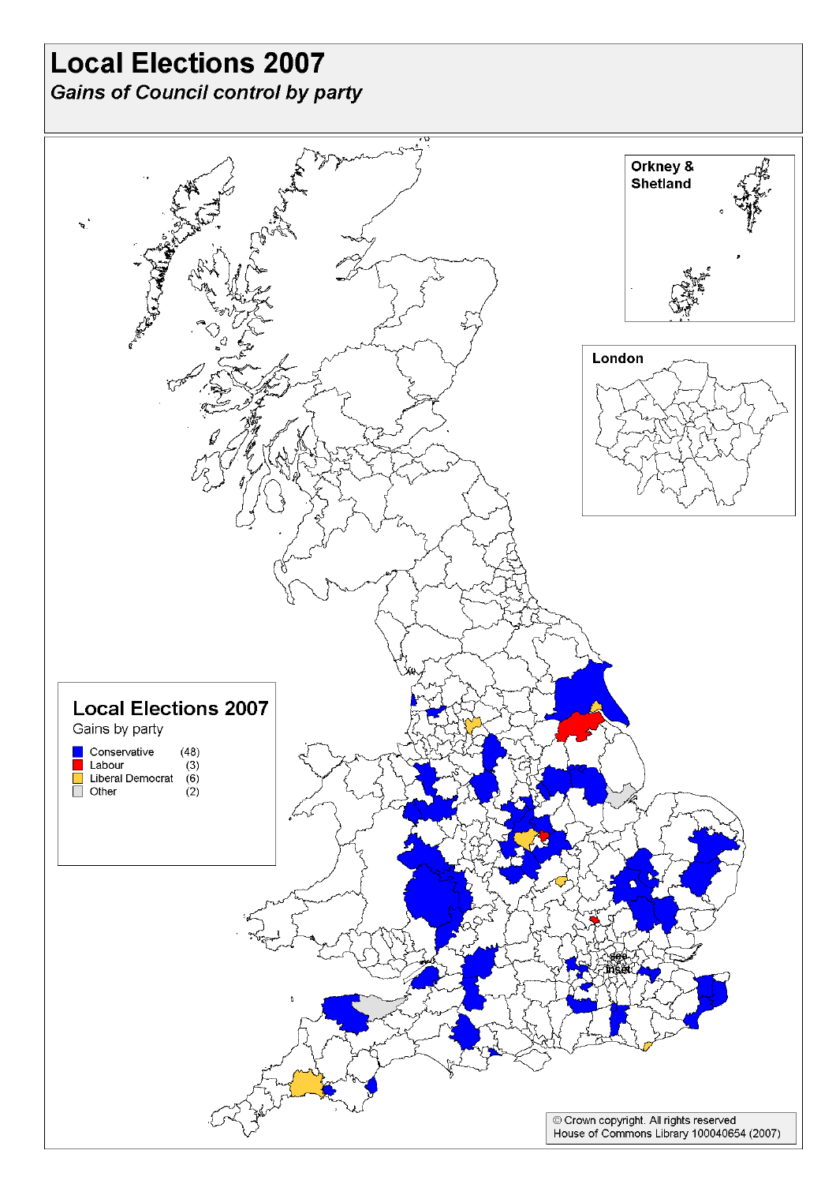# Local Elections 2007

*Gains of Council control by party*

Orkney & Shetland

London

## Local Elections 2007

Gains by party

| Party | Gains |
|---|---|
| Conservative | (48) |
| Labour | (3) |
| Liberal Democrat | (6) |
| Other | (2) |

See inset

© Crown copyright. All rights reserved
House of Commons Library 100040654 (2007)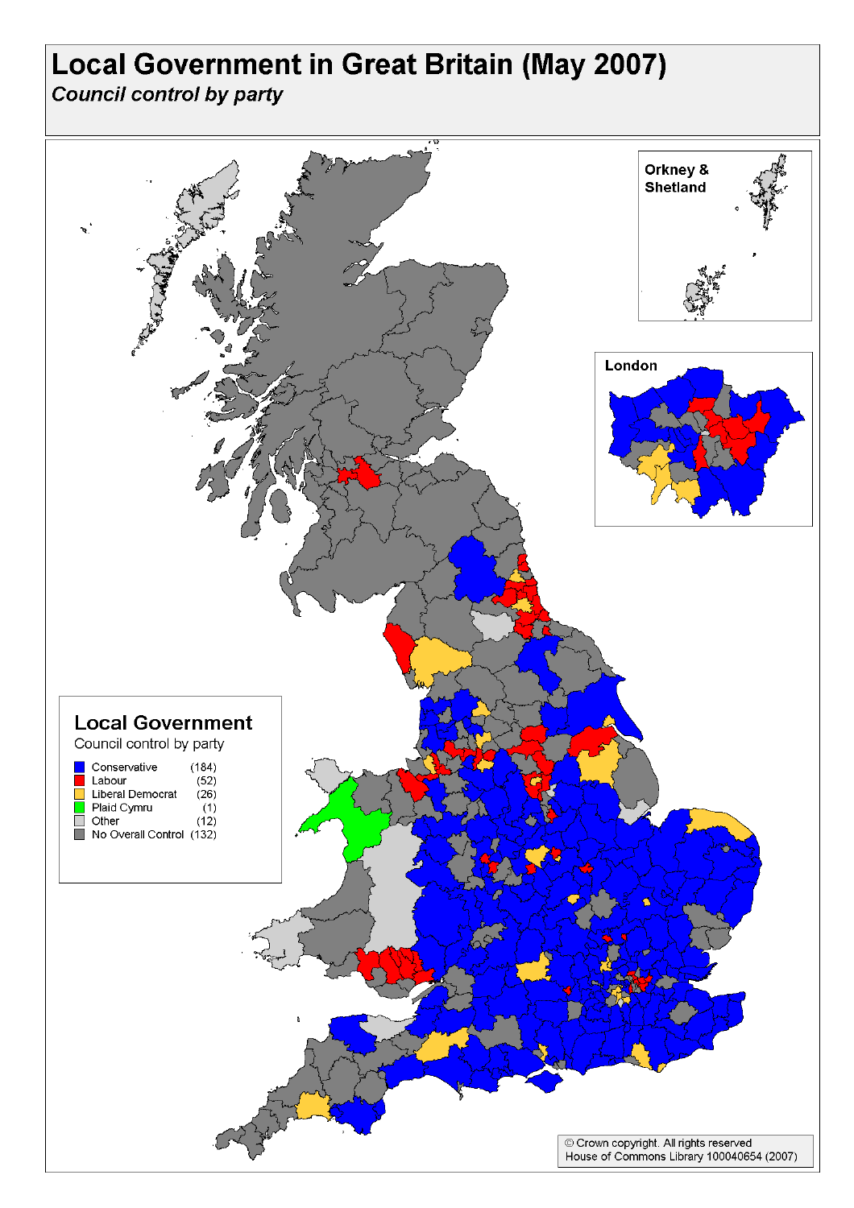# Local Government in Great Britain (May 2007)

*Council control by party*

Orkney & Shetland

London

Local Government

Council control by party

Conservative (184)
Labour (52)
Liberal Democrat (26)
Plaid Cymru (1)
Other (12)
No Overall Control (132)

© Crown copyright. All rights reserved
House of Commons Library 100040654 (2007)